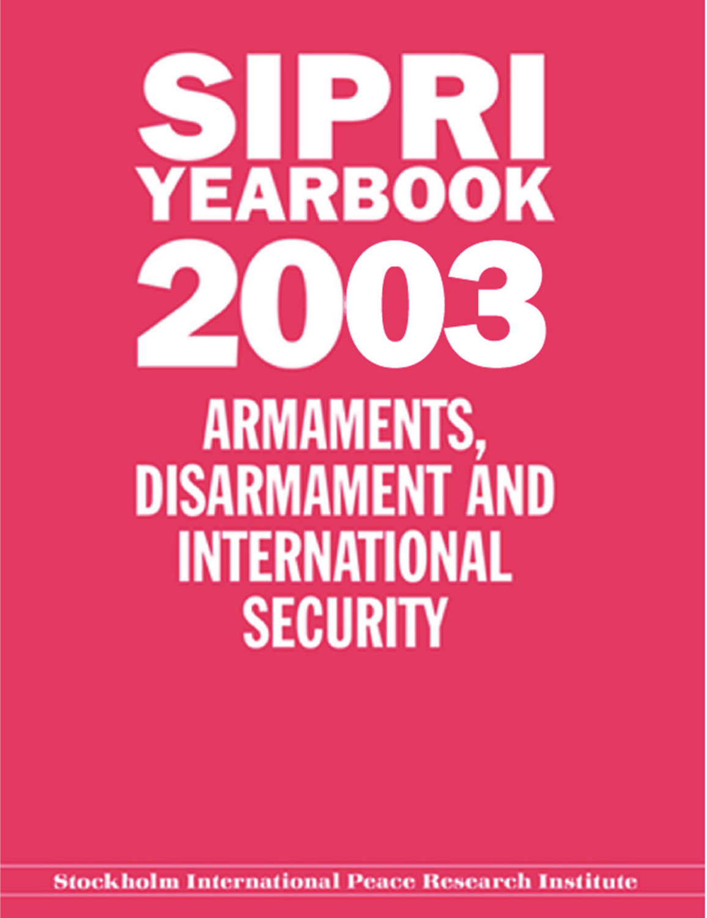# SIPRI YEARBOOK 2003

## ARMAMENTS, DISARMAMENT AND INTERNATIONAL SECURITY

Stockholm International Peace Research Institute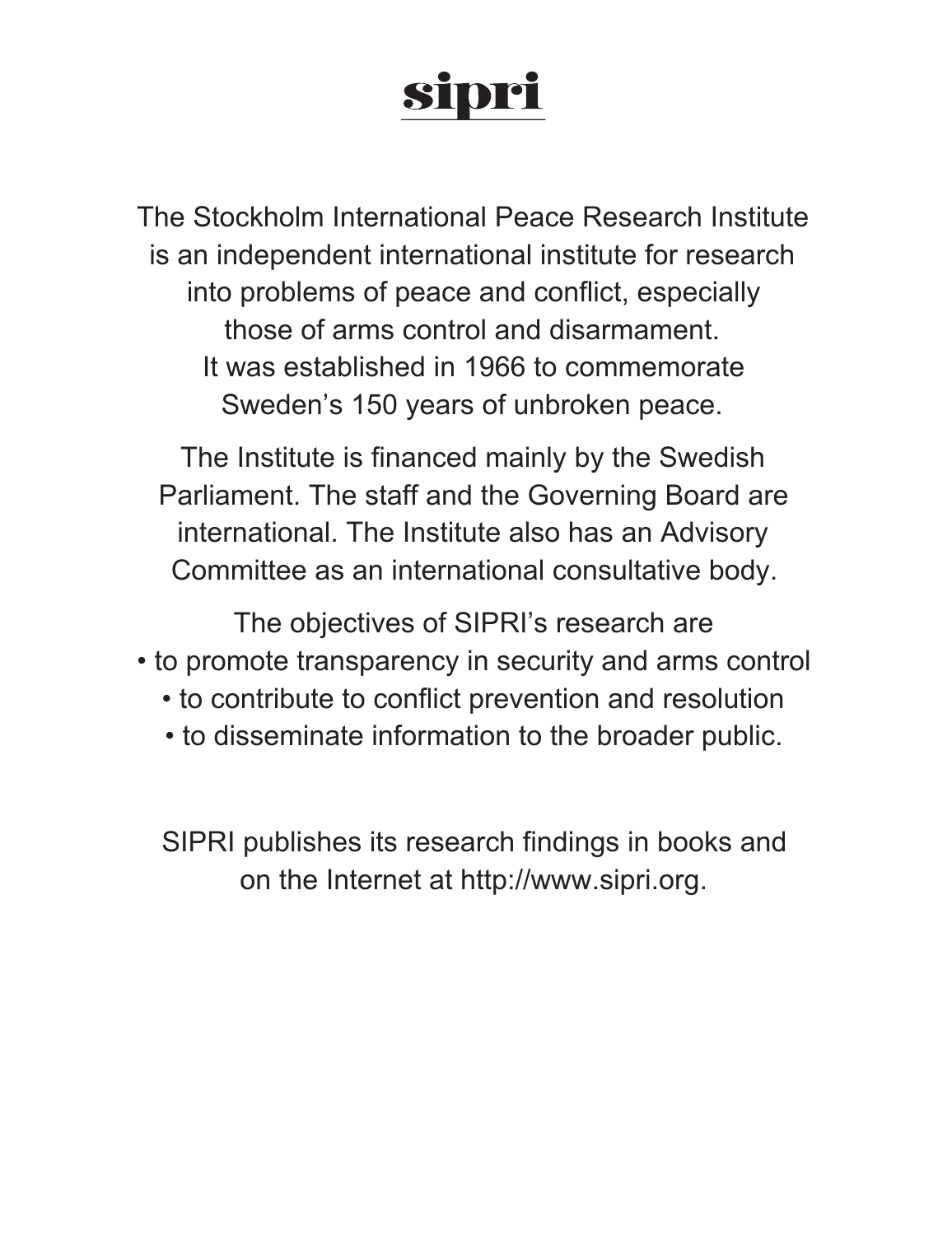# sipri

The Stockholm International Peace Research Institute is an independent international institute for research into problems of peace and conflict, especially those of arms control and disarmament. It was established in 1966 to commemorate Sweden's 150 years of unbroken peace.

The Institute is financed mainly by the Swedish Parliament. The staff and the Governing Board are international. The Institute also has an Advisory Committee as an international consultative body.

The objectives of SIPRI's research are

- to promote transparency in security and arms control
- to contribute to conflict prevention and resolution
- to disseminate information to the broader public.

SIPRI publishes its research findings in books and on the Internet at http://www.sipri.org.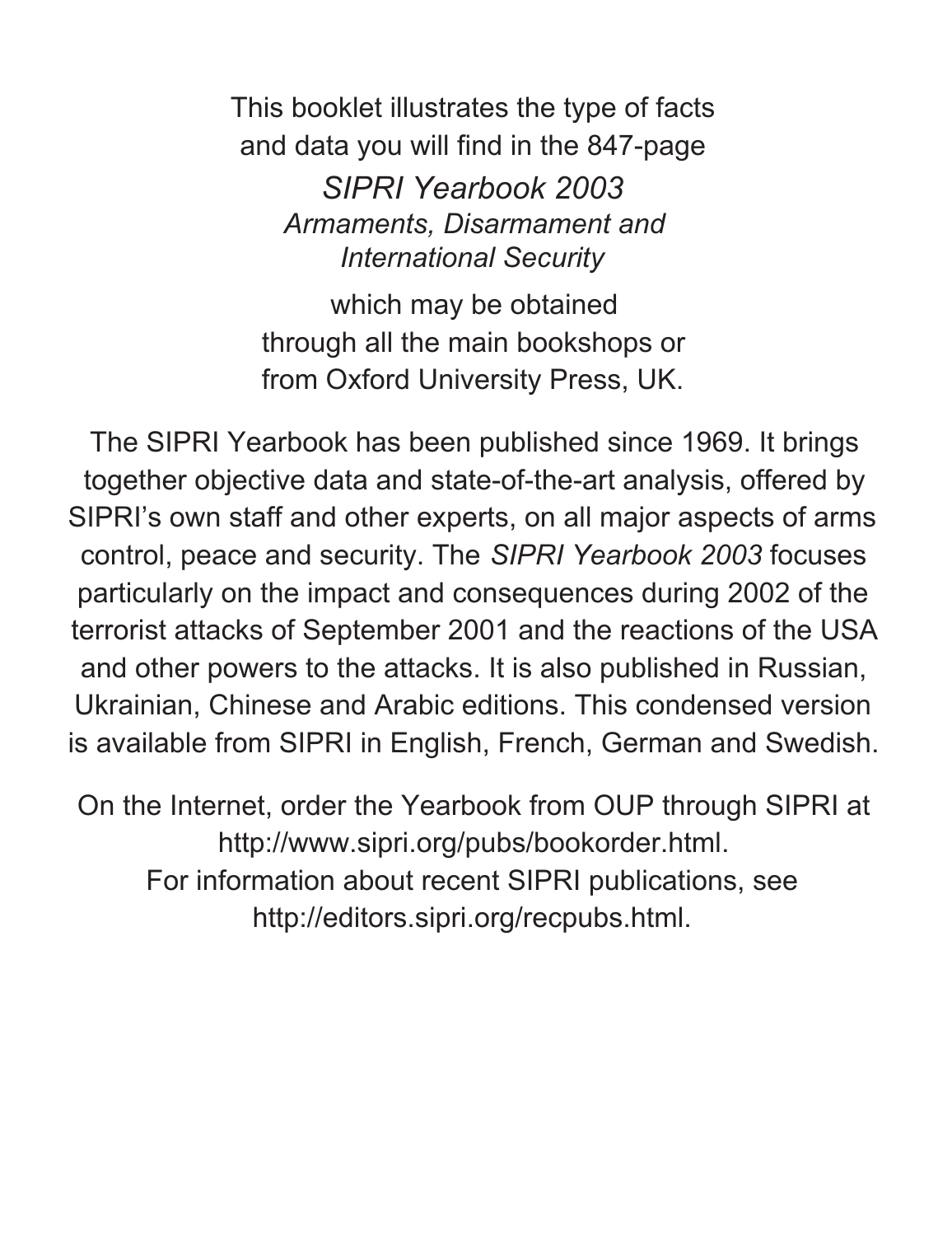This booklet illustrates the type of facts and data you will find in the 847-page

*SIPRI Yearbook 2003*
*Armaments, Disarmament and International Security*

which may be obtained through all the main bookshops or from Oxford University Press, UK.

The SIPRI Yearbook has been published since 1969. It brings together objective data and state-of-the-art analysis, offered by SIPRI's own staff and other experts, on all major aspects of arms control, peace and security. The *SIPRI Yearbook 2003* focuses particularly on the impact and consequences during 2002 of the terrorist attacks of September 2001 and the reactions of the USA and other powers to the attacks. It is also published in Russian, Ukrainian, Chinese and Arabic editions. This condensed version is available from SIPRI in English, French, German and Swedish.

On the Internet, order the Yearbook from OUP through SIPRI at http://www.sipri.org/pubs/bookorder.html.
For information about recent SIPRI publications, see http://editors.sipri.org/recpubs.html.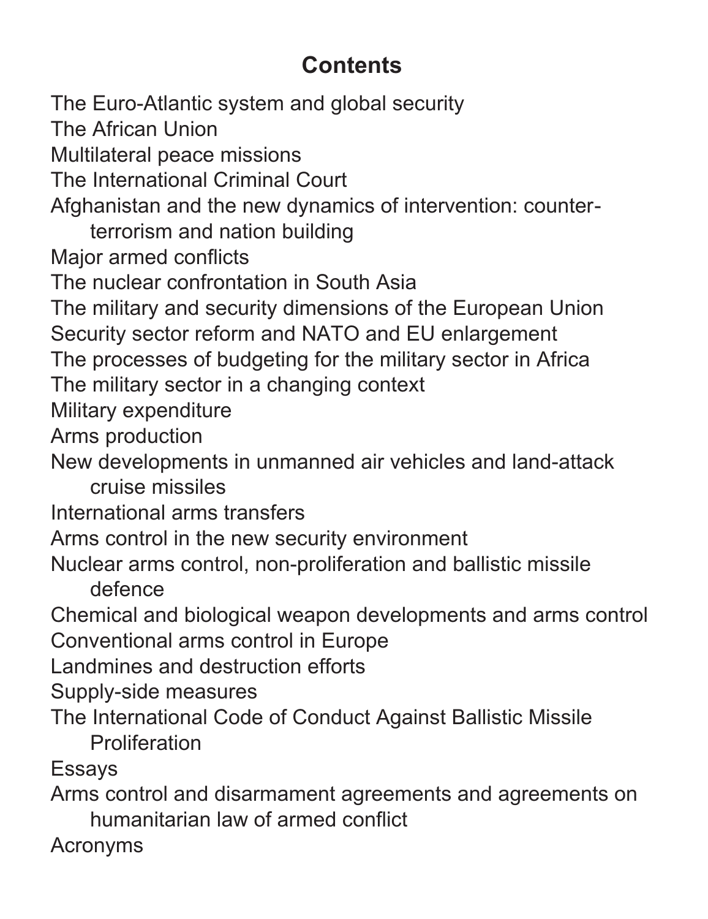# Contents

The Euro-Atlantic system and global security
The African Union
Multilateral peace missions
The International Criminal Court
Afghanistan and the new dynamics of intervention: counter-terrorism and nation building
Major armed conflicts
The nuclear confrontation in South Asia
The military and security dimensions of the European Union
Security sector reform and NATO and EU enlargement
The processes of budgeting for the military sector in Africa
The military sector in a changing context
Military expenditure
Arms production
New developments in unmanned air vehicles and land-attack cruise missiles
International arms transfers
Arms control in the new security environment
Nuclear arms control, non-proliferation and ballistic missile defence
Chemical and biological weapon developments and arms control
Conventional arms control in Europe
Landmines and destruction efforts
Supply-side measures
The International Code of Conduct Against Ballistic Missile Proliferation
Essays
Arms control and disarmament agreements and agreements on humanitarian law of armed conflict
Acronyms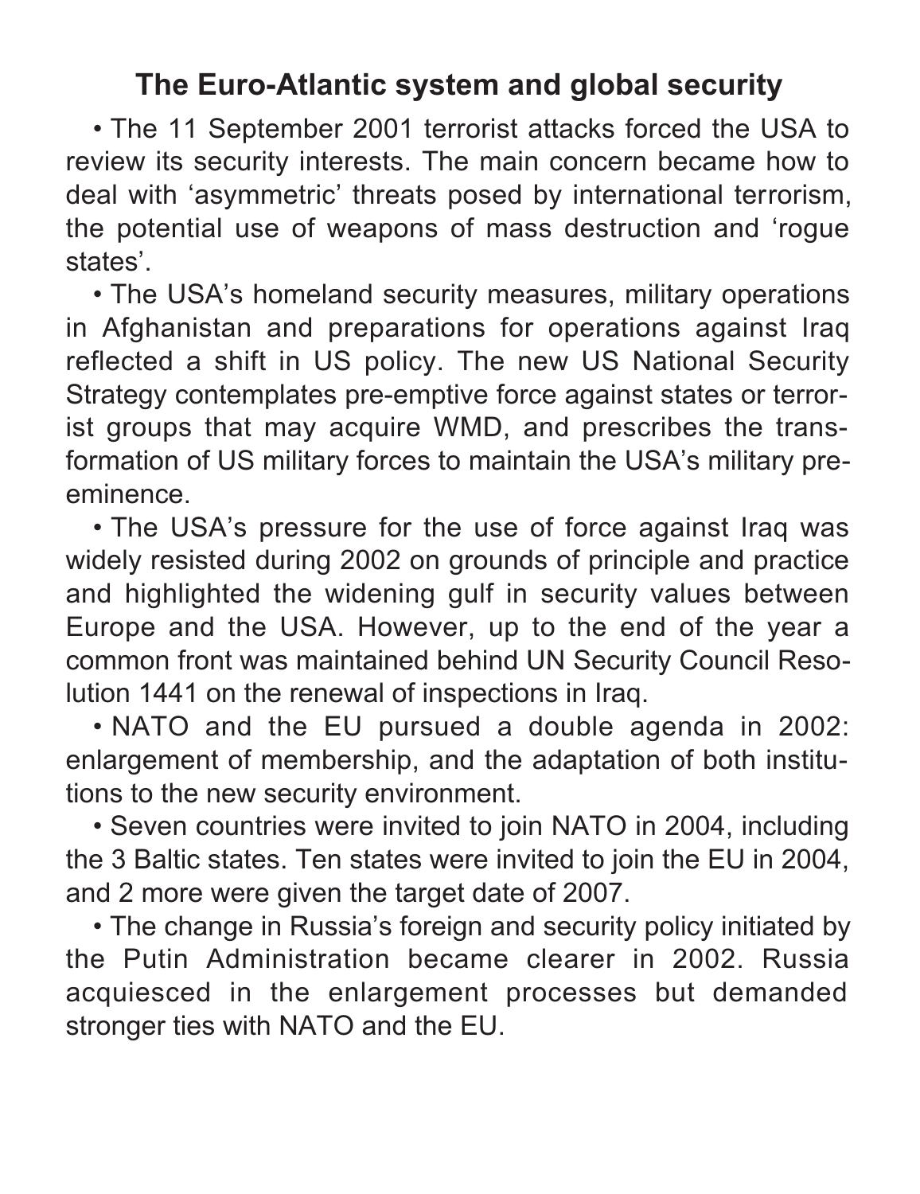## The Euro-Atlantic system and global security

- The 11 September 2001 terrorist attacks forced the USA to review its security interests. The main concern became how to deal with 'asymmetric' threats posed by international terrorism, the potential use of weapons of mass destruction and 'rogue states'.
- The USA's homeland security measures, military operations in Afghanistan and preparations for operations against Iraq reflected a shift in US policy. The new US National Security Strategy contemplates pre-emptive force against states or terrorist groups that may acquire WMD, and prescribes the transformation of US military forces to maintain the USA's military pre-eminence.
- The USA's pressure for the use of force against Iraq was widely resisted during 2002 on grounds of principle and practice and highlighted the widening gulf in security values between Europe and the USA. However, up to the end of the year a common front was maintained behind UN Security Council Resolution 1441 on the renewal of inspections in Iraq.
- NATO and the EU pursued a double agenda in 2002: enlargement of membership, and the adaptation of both institutions to the new security environment.
- Seven countries were invited to join NATO in 2004, including the 3 Baltic states. Ten states were invited to join the EU in 2004, and 2 more were given the target date of 2007.
- The change in Russia's foreign and security policy initiated by the Putin Administration became clearer in 2002. Russia acquiesced in the enlargement processes but demanded stronger ties with NATO and the EU.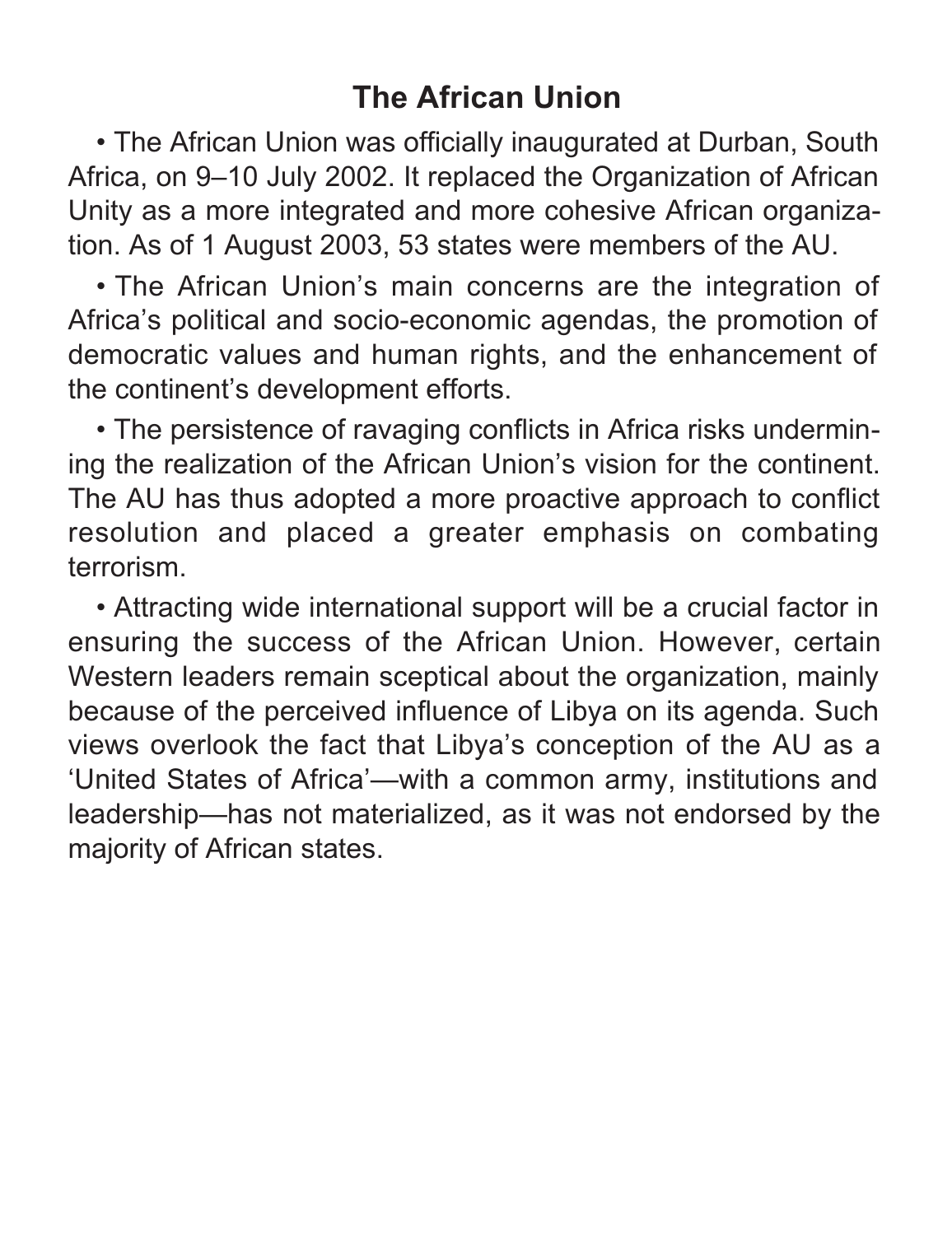## The African Union

- The African Union was officially inaugurated at Durban, South Africa, on 9–10 July 2002. It replaced the Organization of African Unity as a more integrated and more cohesive African organization. As of 1 August 2003, 53 states were members of the AU.

- The African Union's main concerns are the integration of Africa's political and socio-economic agendas, the promotion of democratic values and human rights, and the enhancement of the continent's development efforts.

- The persistence of ravaging conflicts in Africa risks undermining the realization of the African Union's vision for the continent. The AU has thus adopted a more proactive approach to conflict resolution and placed a greater emphasis on combating terrorism.

- Attracting wide international support will be a crucial factor in ensuring the success of the African Union. However, certain Western leaders remain sceptical about the organization, mainly because of the perceived influence of Libya on its agenda. Such views overlook the fact that Libya's conception of the AU as a 'United States of Africa'—with a common army, institutions and leadership—has not materialized, as it was not endorsed by the majority of African states.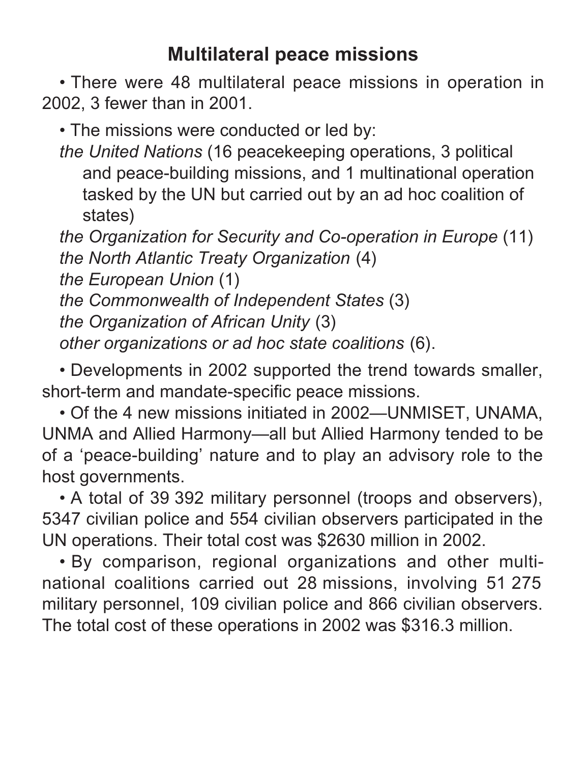## Multilateral peace missions

- There were 48 multilateral peace missions in operation in 2002, 3 fewer than in 2001.
- The missions were conducted or led by:

  *the United Nations* (16 peacekeeping operations, 3 political and peace-building missions, and 1 multinational operation tasked by the UN but carried out by an ad hoc coalition of states)

  *the Organization for Security and Co-operation in Europe* (11)

  *the North Atlantic Treaty Organization* (4)

  *the European Union* (1)

  *the Commonwealth of Independent States* (3)

  *the Organization of African Unity* (3)

  *other organizations or ad hoc state coalitions* (6).
- Developments in 2002 supported the trend towards smaller, short-term and mandate-specific peace missions.
- Of the 4 new missions initiated in 2002—UNMISET, UNAMA, UNMA and Allied Harmony—all but Allied Harmony tended to be of a 'peace-building' nature and to play an advisory role to the host governments.
- A total of 39 392 military personnel (troops and observers), 5347 civilian police and 554 civilian observers participated in the UN operations. Their total cost was $2630 million in 2002.
- By comparison, regional organizations and other multinational coalitions carried out 28 missions, involving 51 275 military personnel, 109 civilian police and 866 civilian observers. The total cost of these operations in 2002 was $316.3 million.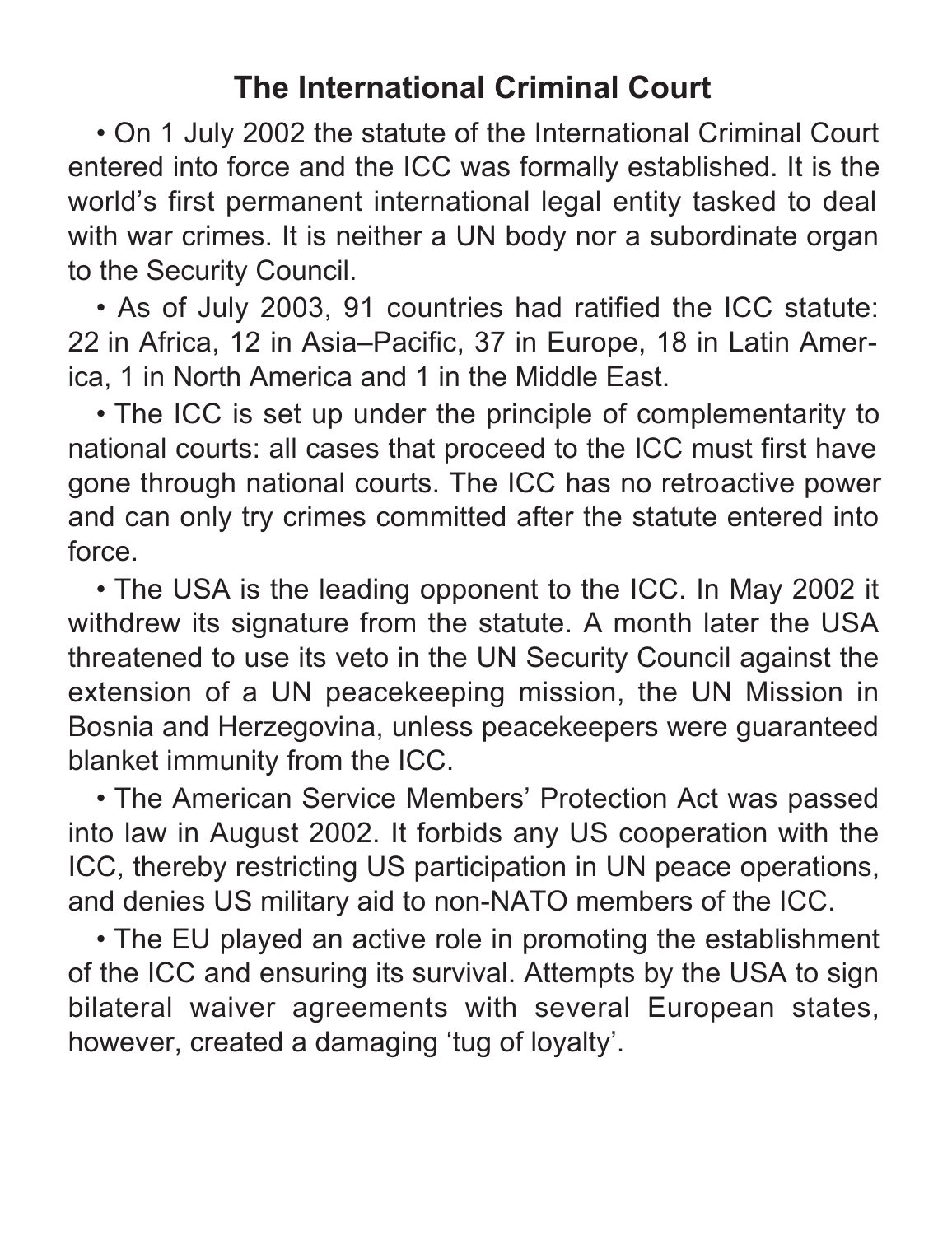## The International Criminal Court

- On 1 July 2002 the statute of the International Criminal Court entered into force and the ICC was formally established. It is the world's first permanent international legal entity tasked to deal with war crimes. It is neither a UN body nor a subordinate organ to the Security Council.
- As of July 2003, 91 countries had ratified the ICC statute: 22 in Africa, 12 in Asia–Pacific, 37 in Europe, 18 in Latin America, 1 in North America and 1 in the Middle East.
- The ICC is set up under the principle of complementarity to national courts: all cases that proceed to the ICC must first have gone through national courts. The ICC has no retroactive power and can only try crimes committed after the statute entered into force.
- The USA is the leading opponent to the ICC. In May 2002 it withdrew its signature from the statute. A month later the USA threatened to use its veto in the UN Security Council against the extension of a UN peacekeeping mission, the UN Mission in Bosnia and Herzegovina, unless peacekeepers were guaranteed blanket immunity from the ICC.
- The American Service Members' Protection Act was passed into law in August 2002. It forbids any US cooperation with the ICC, thereby restricting US participation in UN peace operations, and denies US military aid to non-NATO members of the ICC.
- The EU played an active role in promoting the establishment of the ICC and ensuring its survival. Attempts by the USA to sign bilateral waiver agreements with several European states, however, created a damaging 'tug of loyalty'.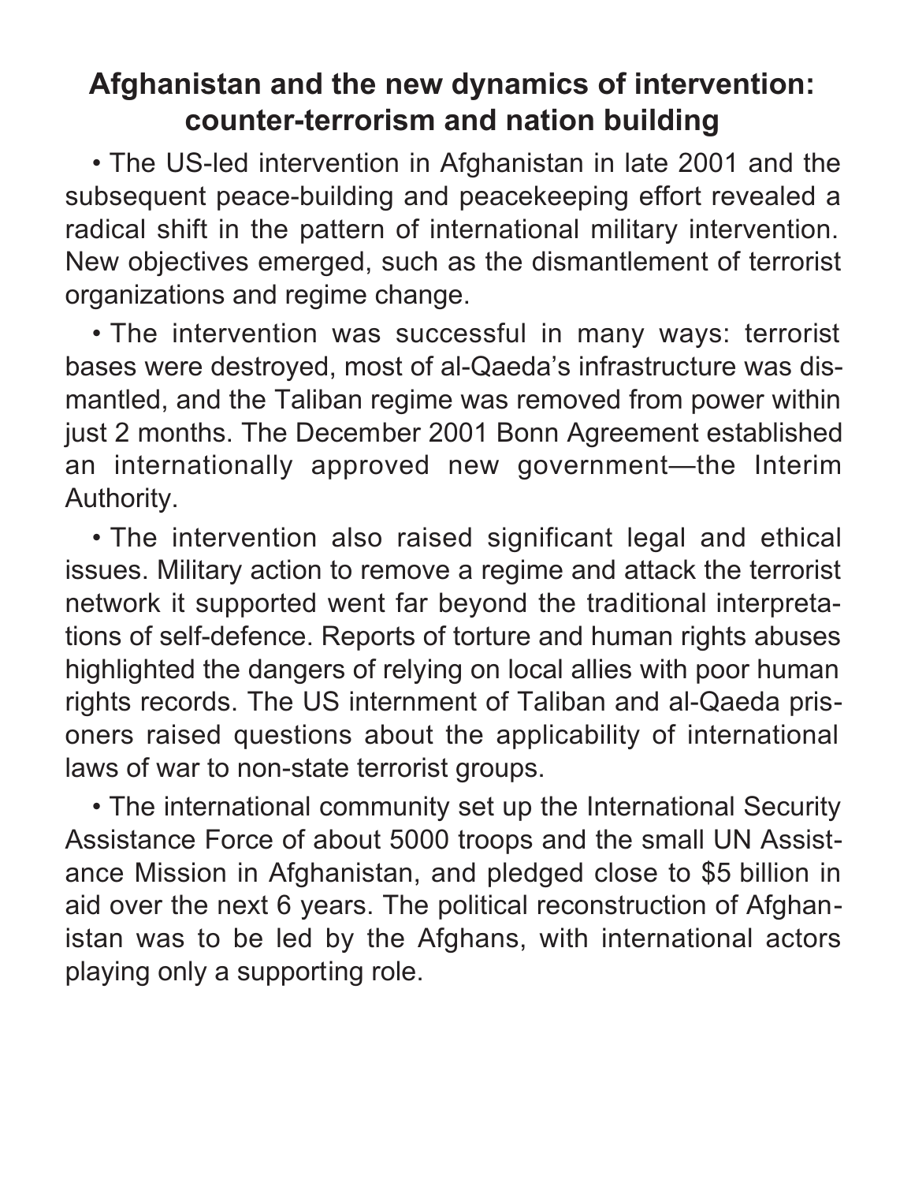## Afghanistan and the new dynamics of intervention: counter-terrorism and nation building

- The US-led intervention in Afghanistan in late 2001 and the subsequent peace-building and peacekeeping effort revealed a radical shift in the pattern of international military intervention. New objectives emerged, such as the dismantlement of terrorist organizations and regime change.
- The intervention was successful in many ways: terrorist bases were destroyed, most of al-Qaeda's infrastructure was dismantled, and the Taliban regime was removed from power within just 2 months. The December 2001 Bonn Agreement established an internationally approved new government—the Interim Authority.
- The intervention also raised significant legal and ethical issues. Military action to remove a regime and attack the terrorist network it supported went far beyond the traditional interpretations of self-defence. Reports of torture and human rights abuses highlighted the dangers of relying on local allies with poor human rights records. The US internment of Taliban and al-Qaeda prisoners raised questions about the applicability of international laws of war to non-state terrorist groups.
- The international community set up the International Security Assistance Force of about 5000 troops and the small UN Assistance Mission in Afghanistan, and pledged close to $5 billion in aid over the next 6 years. The political reconstruction of Afghanistan was to be led by the Afghans, with international actors playing only a supporting role.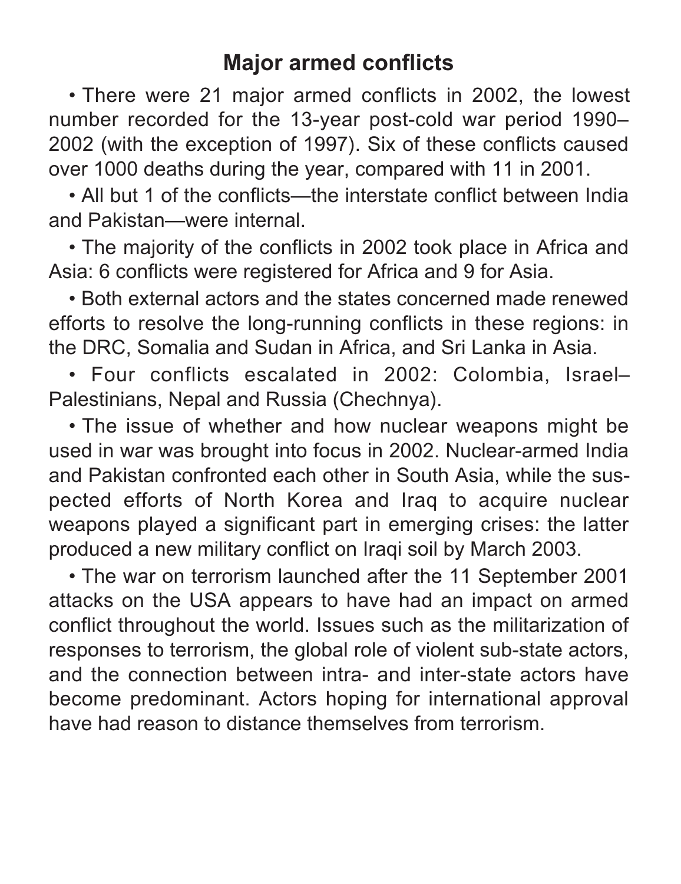## Major armed conflicts

- There were 21 major armed conflicts in 2002, the lowest number recorded for the 13-year post-cold war period 1990–2002 (with the exception of 1997). Six of these conflicts caused over 1000 deaths during the year, compared with 11 in 2001.
- All but 1 of the conflicts—the interstate conflict between India and Pakistan—were internal.
- The majority of the conflicts in 2002 took place in Africa and Asia: 6 conflicts were registered for Africa and 9 for Asia.
- Both external actors and the states concerned made renewed efforts to resolve the long-running conflicts in these regions: in the DRC, Somalia and Sudan in Africa, and Sri Lanka in Asia.
- Four conflicts escalated in 2002: Colombia, Israel–Palestinians, Nepal and Russia (Chechnya).
- The issue of whether and how nuclear weapons might be used in war was brought into focus in 2002. Nuclear-armed India and Pakistan confronted each other in South Asia, while the suspected efforts of North Korea and Iraq to acquire nuclear weapons played a significant part in emerging crises: the latter produced a new military conflict on Iraqi soil by March 2003.
- The war on terrorism launched after the 11 September 2001 attacks on the USA appears to have had an impact on armed conflict throughout the world. Issues such as the militarization of responses to terrorism, the global role of violent sub-state actors, and the connection between intra- and inter-state actors have become predominant. Actors hoping for international approval have had reason to distance themselves from terrorism.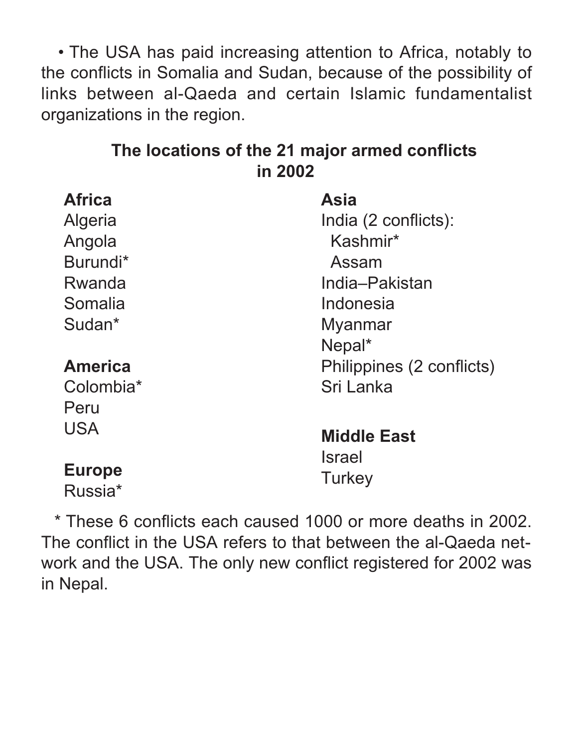• The USA has paid increasing attention to Africa, notably to the conflicts in Somalia and Sudan, because of the possibility of links between al-Qaeda and certain Islamic fundamentalist organizations in the region.

### The locations of the 21 major armed conflicts in 2002

**Africa**
Algeria
Angola
Burundi*
Rwanda
Somalia
Sudan*

**America**
Colombia*
Peru
USA

**Europe**
Russia*

**Asia**
India (2 conflicts):
  Kashmir*
  Assam
India–Pakistan
Indonesia
Myanmar
Nepal*
Philippines (2 conflicts)
Sri Lanka

**Middle East**
Israel
Turkey

* These 6 conflicts each caused 1000 or more deaths in 2002. The conflict in the USA refers to that between the al-Qaeda network and the USA. The only new conflict registered for 2002 was in Nepal.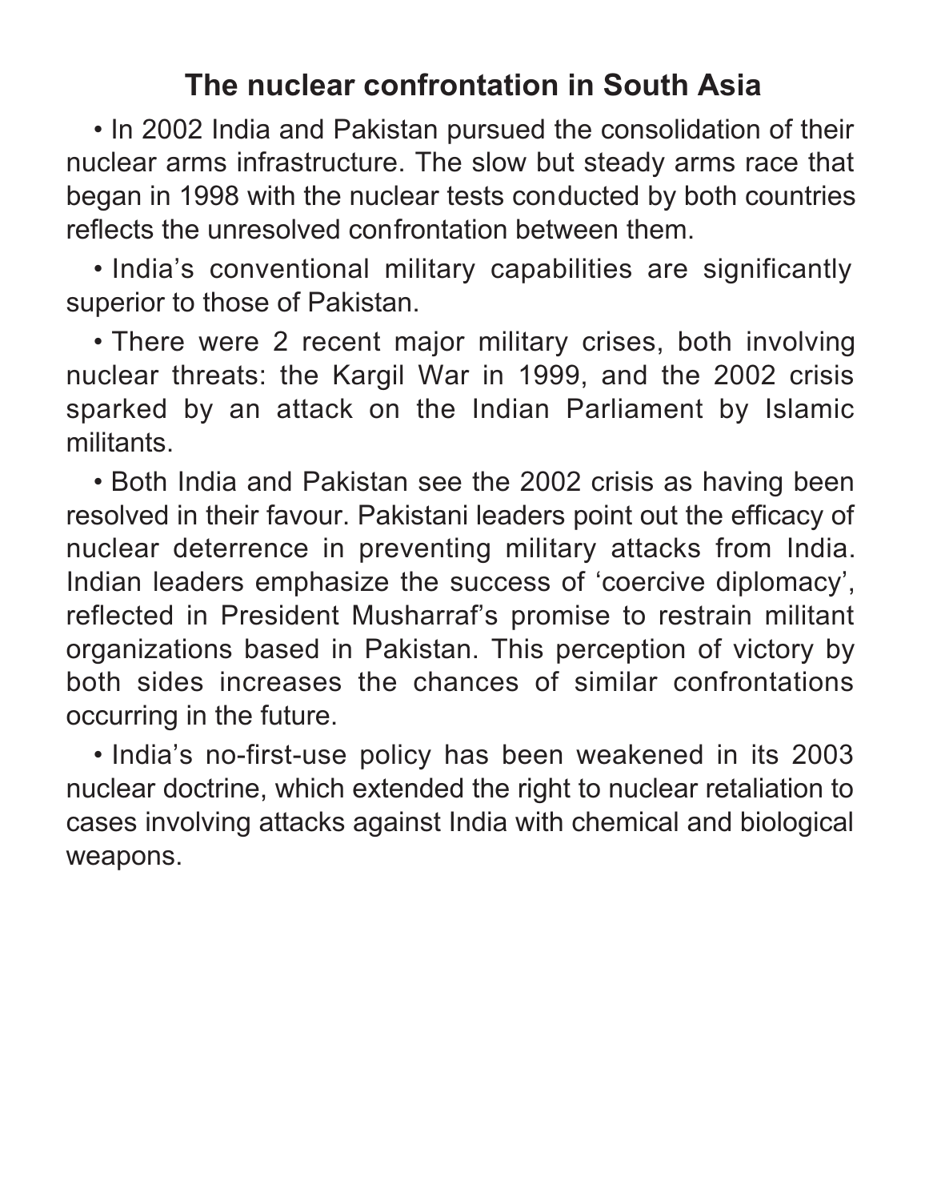## The nuclear confrontation in South Asia

- In 2002 India and Pakistan pursued the consolidation of their nuclear arms infrastructure. The slow but steady arms race that began in 1998 with the nuclear tests conducted by both countries reflects the unresolved confrontation between them.
- India's conventional military capabilities are significantly superior to those of Pakistan.
- There were 2 recent major military crises, both involving nuclear threats: the Kargil War in 1999, and the 2002 crisis sparked by an attack on the Indian Parliament by Islamic militants.
- Both India and Pakistan see the 2002 crisis as having been resolved in their favour. Pakistani leaders point out the efficacy of nuclear deterrence in preventing military attacks from India. Indian leaders emphasize the success of 'coercive diplomacy', reflected in President Musharraf's promise to restrain militant organizations based in Pakistan. This perception of victory by both sides increases the chances of similar confrontations occurring in the future.
- India's no-first-use policy has been weakened in its 2003 nuclear doctrine, which extended the right to nuclear retaliation to cases involving attacks against India with chemical and biological weapons.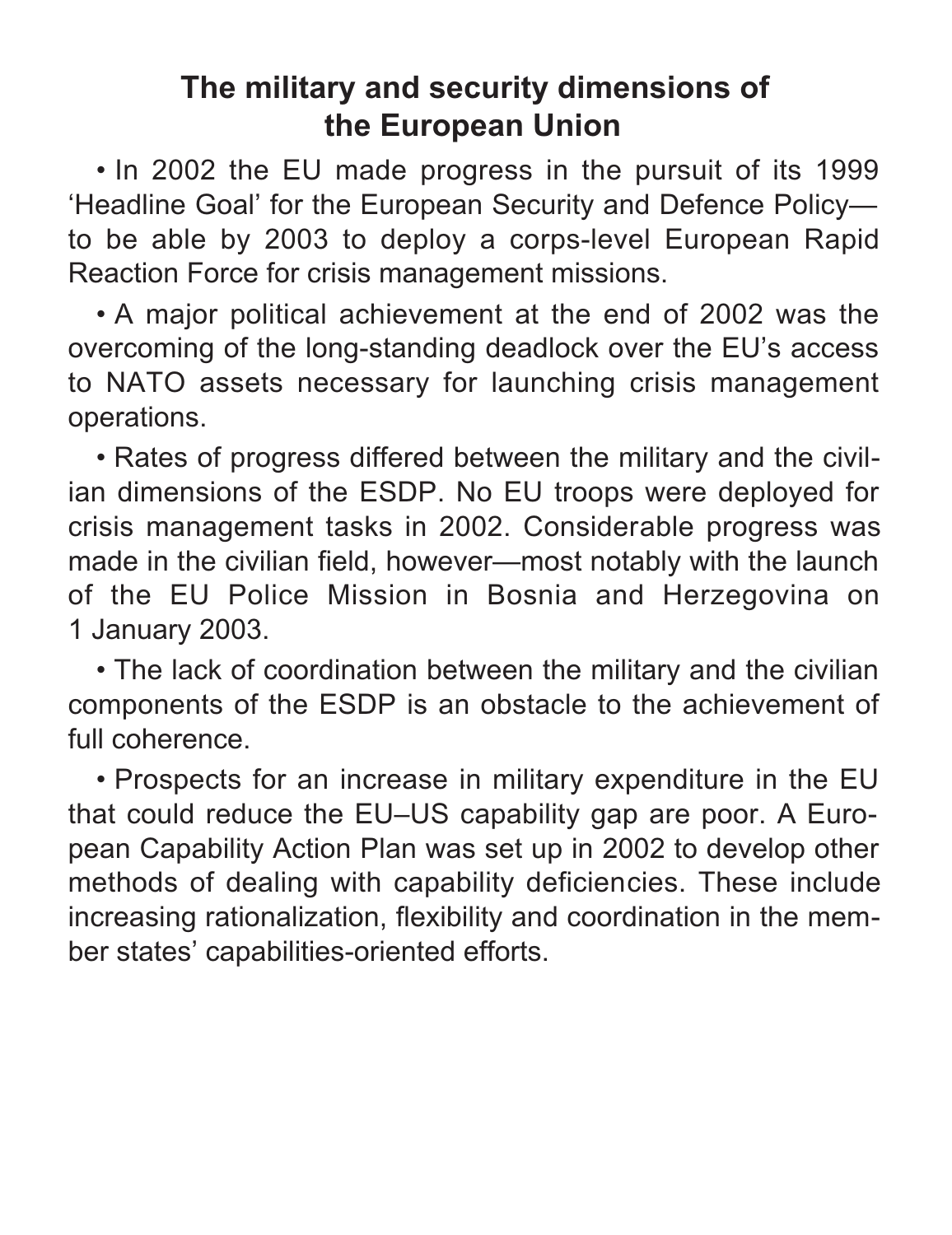# The military and security dimensions of the European Union

- In 2002 the EU made progress in the pursuit of its 1999 'Headline Goal' for the European Security and Defence Policy—to be able by 2003 to deploy a corps-level European Rapid Reaction Force for crisis management missions.

- A major political achievement at the end of 2002 was the overcoming of the long-standing deadlock over the EU's access to NATO assets necessary for launching crisis management operations.

- Rates of progress differed between the military and the civilian dimensions of the ESDP. No EU troops were deployed for crisis management tasks in 2002. Considerable progress was made in the civilian field, however—most notably with the launch of the EU Police Mission in Bosnia and Herzegovina on 1 January 2003.

- The lack of coordination between the military and the civilian components of the ESDP is an obstacle to the achievement of full coherence.

- Prospects for an increase in military expenditure in the EU that could reduce the EU–US capability gap are poor. A European Capability Action Plan was set up in 2002 to develop other methods of dealing with capability deficiencies. These include increasing rationalization, flexibility and coordination in the member states' capabilities-oriented efforts.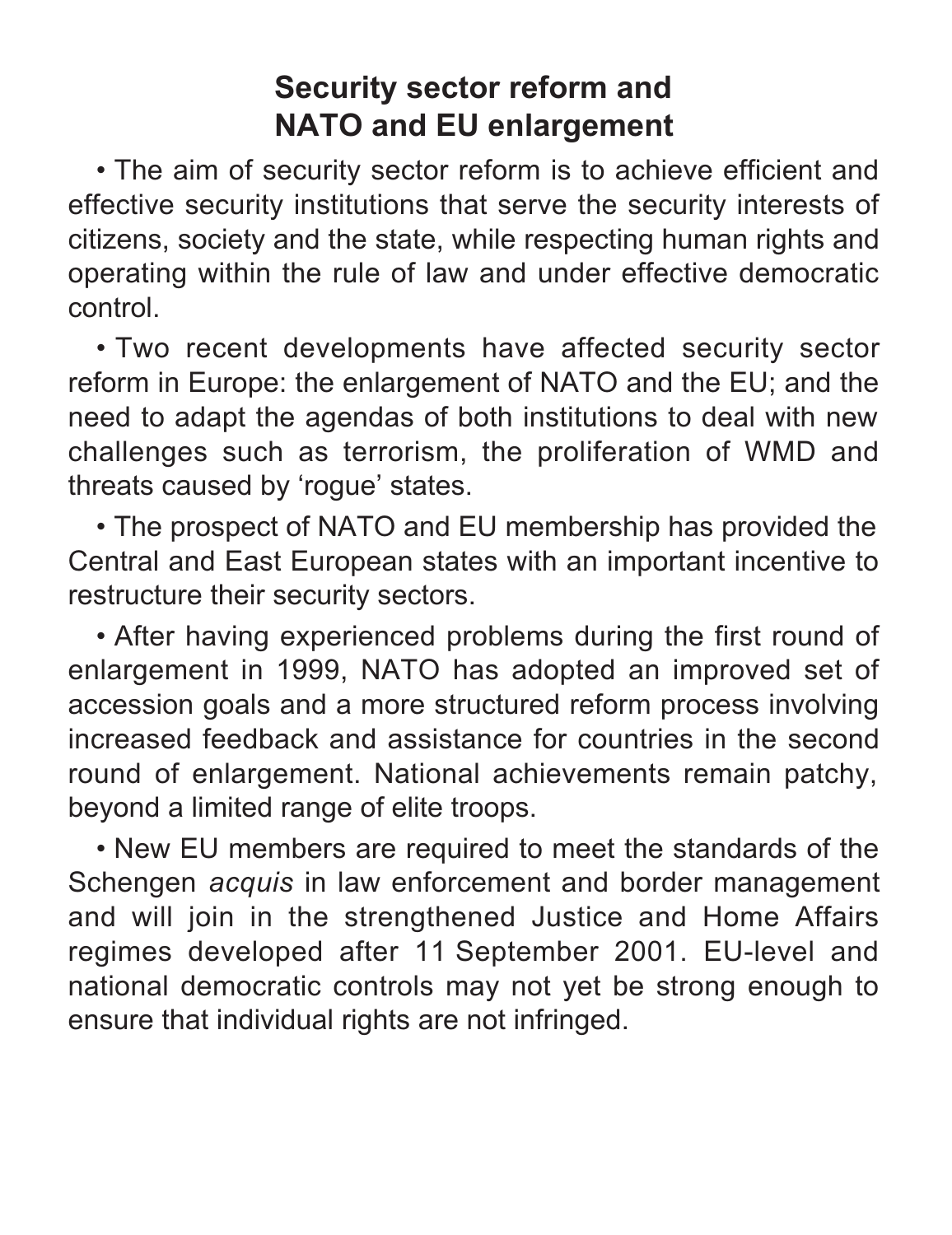## Security sector reform and NATO and EU enlargement

• The aim of security sector reform is to achieve efficient and effective security institutions that serve the security interests of citizens, society and the state, while respecting human rights and operating within the rule of law and under effective democratic control.

• Two recent developments have affected security sector reform in Europe: the enlargement of NATO and the EU; and the need to adapt the agendas of both institutions to deal with new challenges such as terrorism, the proliferation of WMD and threats caused by 'rogue' states.

• The prospect of NATO and EU membership has provided the Central and East European states with an important incentive to restructure their security sectors.

• After having experienced problems during the first round of enlargement in 1999, NATO has adopted an improved set of accession goals and a more structured reform process involving increased feedback and assistance for countries in the second round of enlargement. National achievements remain patchy, beyond a limited range of elite troops.

• New EU members are required to meet the standards of the Schengen *acquis* in law enforcement and border management and will join in the strengthened Justice and Home Affairs regimes developed after 11 September 2001. EU-level and national democratic controls may not yet be strong enough to ensure that individual rights are not infringed.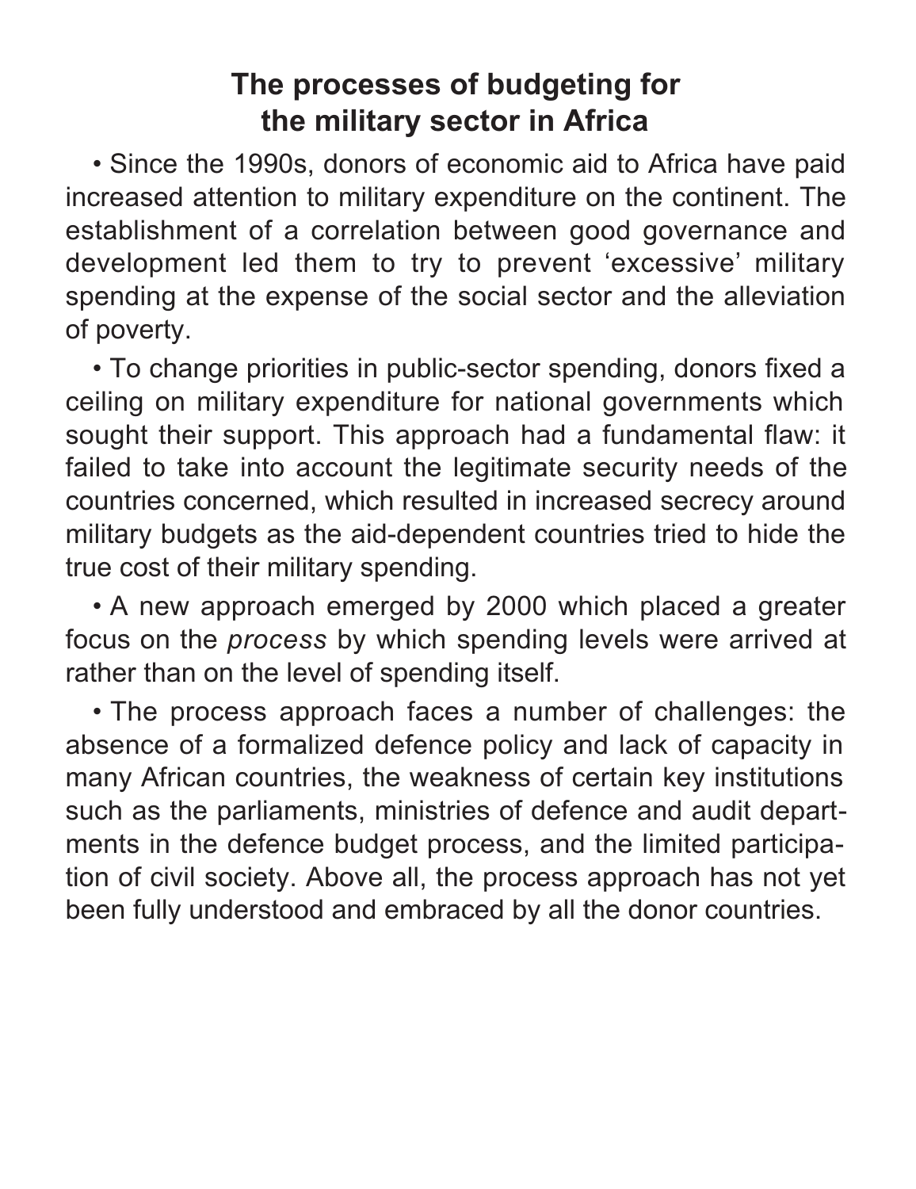# The processes of budgeting for the military sector in Africa

• Since the 1990s, donors of economic aid to Africa have paid increased attention to military expenditure on the continent. The establishment of a correlation between good governance and development led them to try to prevent 'excessive' military spending at the expense of the social sector and the alleviation of poverty.

• To change priorities in public-sector spending, donors fixed a ceiling on military expenditure for national governments which sought their support. This approach had a fundamental flaw: it failed to take into account the legitimate security needs of the countries concerned, which resulted in increased secrecy around military budgets as the aid-dependent countries tried to hide the true cost of their military spending.

• A new approach emerged by 2000 which placed a greater focus on the *process* by which spending levels were arrived at rather than on the level of spending itself.

• The process approach faces a number of challenges: the absence of a formalized defence policy and lack of capacity in many African countries, the weakness of certain key institutions such as the parliaments, ministries of defence and audit departments in the defence budget process, and the limited participation of civil society. Above all, the process approach has not yet been fully understood and embraced by all the donor countries.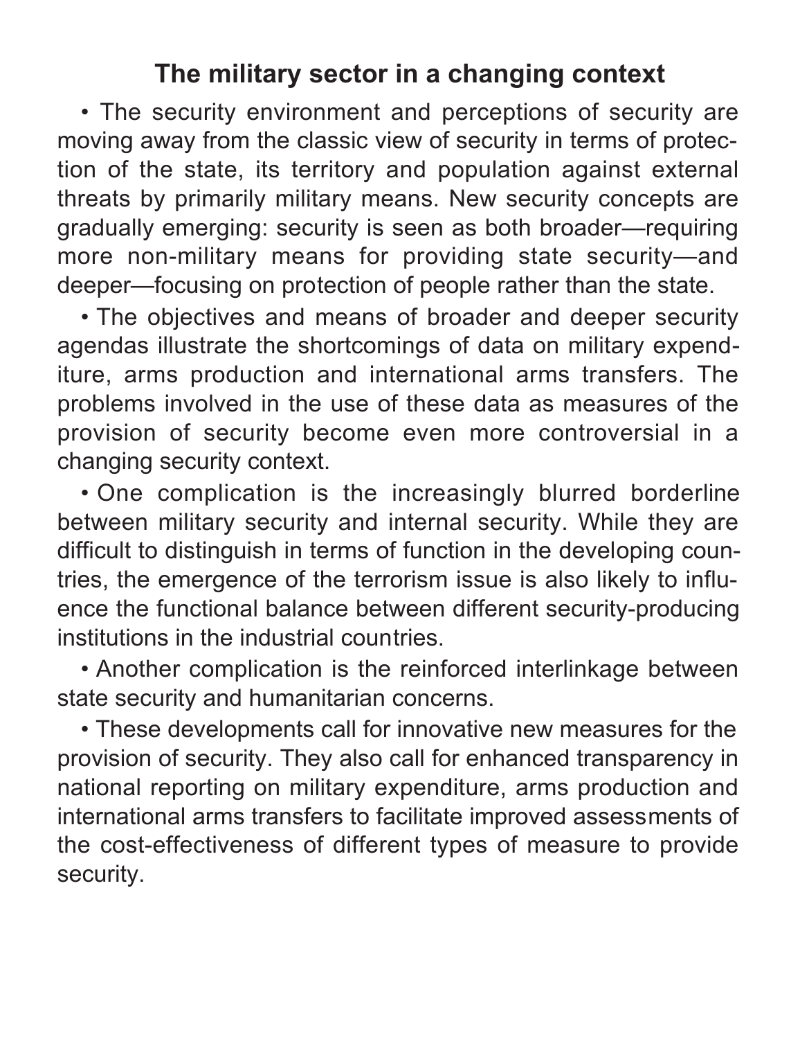## The military sector in a changing context

- The security environment and perceptions of security are moving away from the classic view of security in terms of protection of the state, its territory and population against external threats by primarily military means. New security concepts are gradually emerging: security is seen as both broader—requiring more non-military means for providing state security—and deeper—focusing on protection of people rather than the state.
- The objectives and means of broader and deeper security agendas illustrate the shortcomings of data on military expenditure, arms production and international arms transfers. The problems involved in the use of these data as measures of the provision of security become even more controversial in a changing security context.
- One complication is the increasingly blurred borderline between military security and internal security. While they are difficult to distinguish in terms of function in the developing countries, the emergence of the terrorism issue is also likely to influence the functional balance between different security-producing institutions in the industrial countries.
- Another complication is the reinforced interlinkage between state security and humanitarian concerns.
- These developments call for innovative new measures for the provision of security. They also call for enhanced transparency in national reporting on military expenditure, arms production and international arms transfers to facilitate improved assessments of the cost-effectiveness of different types of measure to provide security.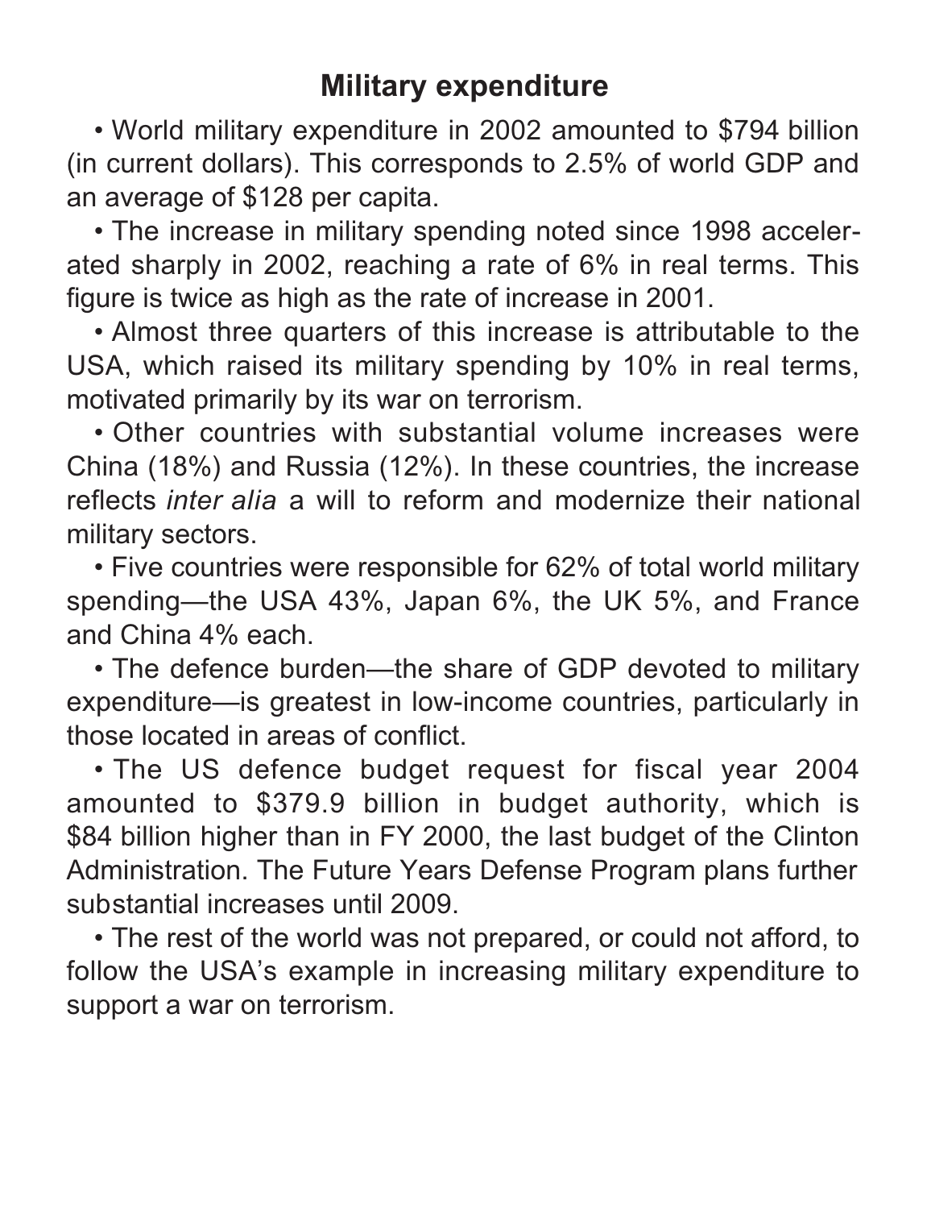## Military expenditure

- World military expenditure in 2002 amounted to $794 billion (in current dollars). This corresponds to 2.5% of world GDP and an average of $128 per capita.
- The increase in military spending noted since 1998 accelerated sharply in 2002, reaching a rate of 6% in real terms. This figure is twice as high as the rate of increase in 2001.
- Almost three quarters of this increase is attributable to the USA, which raised its military spending by 10% in real terms, motivated primarily by its war on terrorism.
- Other countries with substantial volume increases were China (18%) and Russia (12%). In these countries, the increase reflects *inter alia* a will to reform and modernize their national military sectors.
- Five countries were responsible for 62% of total world military spending—the USA 43%, Japan 6%, the UK 5%, and France and China 4% each.
- The defence burden—the share of GDP devoted to military expenditure—is greatest in low-income countries, particularly in those located in areas of conflict.
- The US defence budget request for fiscal year 2004 amounted to $379.9 billion in budget authority, which is $84 billion higher than in FY 2000, the last budget of the Clinton Administration. The Future Years Defense Program plans further substantial increases until 2009.
- The rest of the world was not prepared, or could not afford, to follow the USA's example in increasing military expenditure to support a war on terrorism.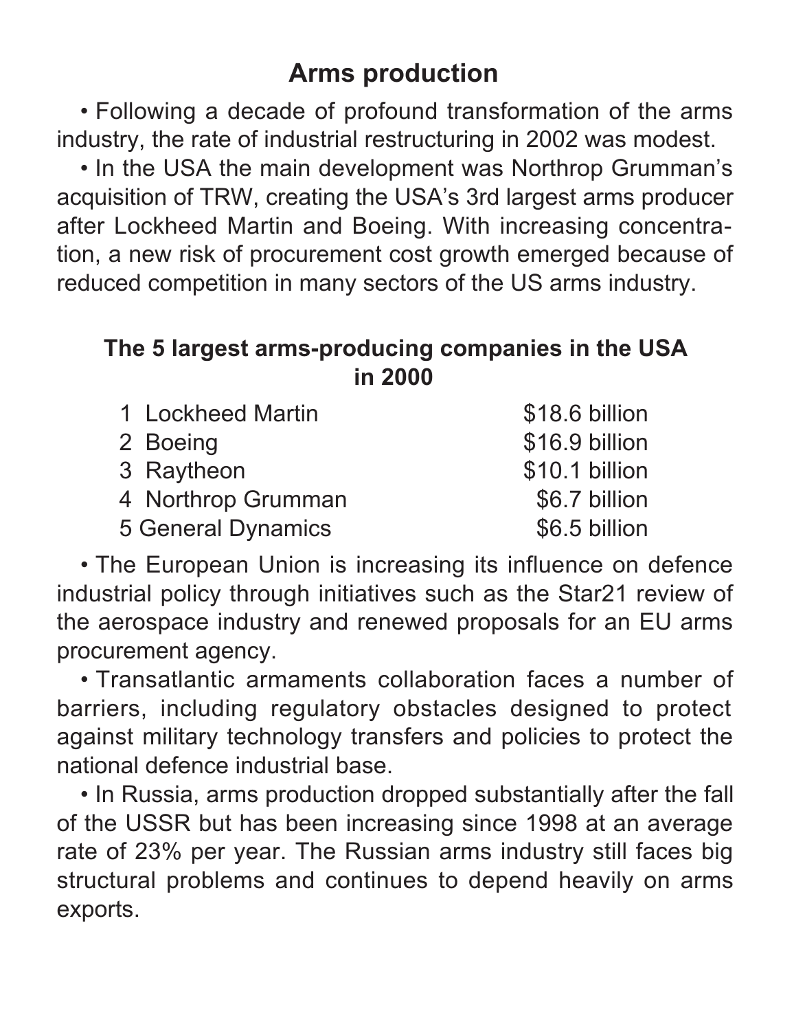## Arms production

- Following a decade of profound transformation of the arms industry, the rate of industrial restructuring in 2002 was modest.
- In the USA the main development was Northrop Grumman's acquisition of TRW, creating the USA's 3rd largest arms producer after Lockheed Martin and Boeing. With increasing concentration, a new risk of procurement cost growth emerged because of reduced competition in many sectors of the US arms industry.

### The 5 largest arms-producing companies in the USA in 2000

| | Company | |
|---|---|---|
| 1 | Lockheed Martin | \$18.6 billion |
| 2 | Boeing | \$16.9 billion |
| 3 | Raytheon | \$10.1 billion |
| 4 | Northrop Grumman | \$6.7 billion |
| 5 | General Dynamics | \$6.5 billion |

- The European Union is increasing its influence on defence industrial policy through initiatives such as the Star21 review of the aerospace industry and renewed proposals for an EU arms procurement agency.
- Transatlantic armaments collaboration faces a number of barriers, including regulatory obstacles designed to protect against military technology transfers and policies to protect the national defence industrial base.
- In Russia, arms production dropped substantially after the fall of the USSR but has been increasing since 1998 at an average rate of 23% per year. The Russian arms industry still faces big structural problems and continues to depend heavily on arms exports.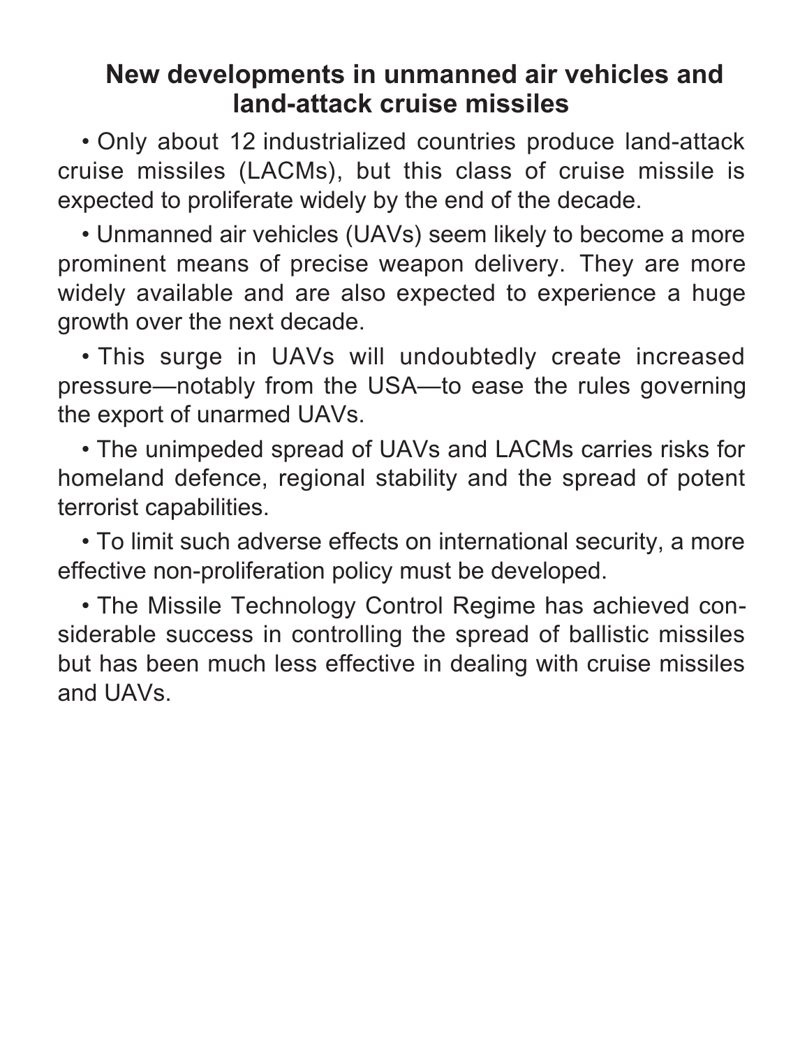## New developments in unmanned air vehicles and land-attack cruise missiles

- Only about 12 industrialized countries produce land-attack cruise missiles (LACMs), but this class of cruise missile is expected to proliferate widely by the end of the decade.
- Unmanned air vehicles (UAVs) seem likely to become a more prominent means of precise weapon delivery. They are more widely available and are also expected to experience a huge growth over the next decade.
- This surge in UAVs will undoubtedly create increased pressure—notably from the USA—to ease the rules governing the export of unarmed UAVs.
- The unimpeded spread of UAVs and LACMs carries risks for homeland defence, regional stability and the spread of potent terrorist capabilities.
- To limit such adverse effects on international security, a more effective non-proliferation policy must be developed.
- The Missile Technology Control Regime has achieved considerable success in controlling the spread of ballistic missiles but has been much less effective in dealing with cruise missiles and UAVs.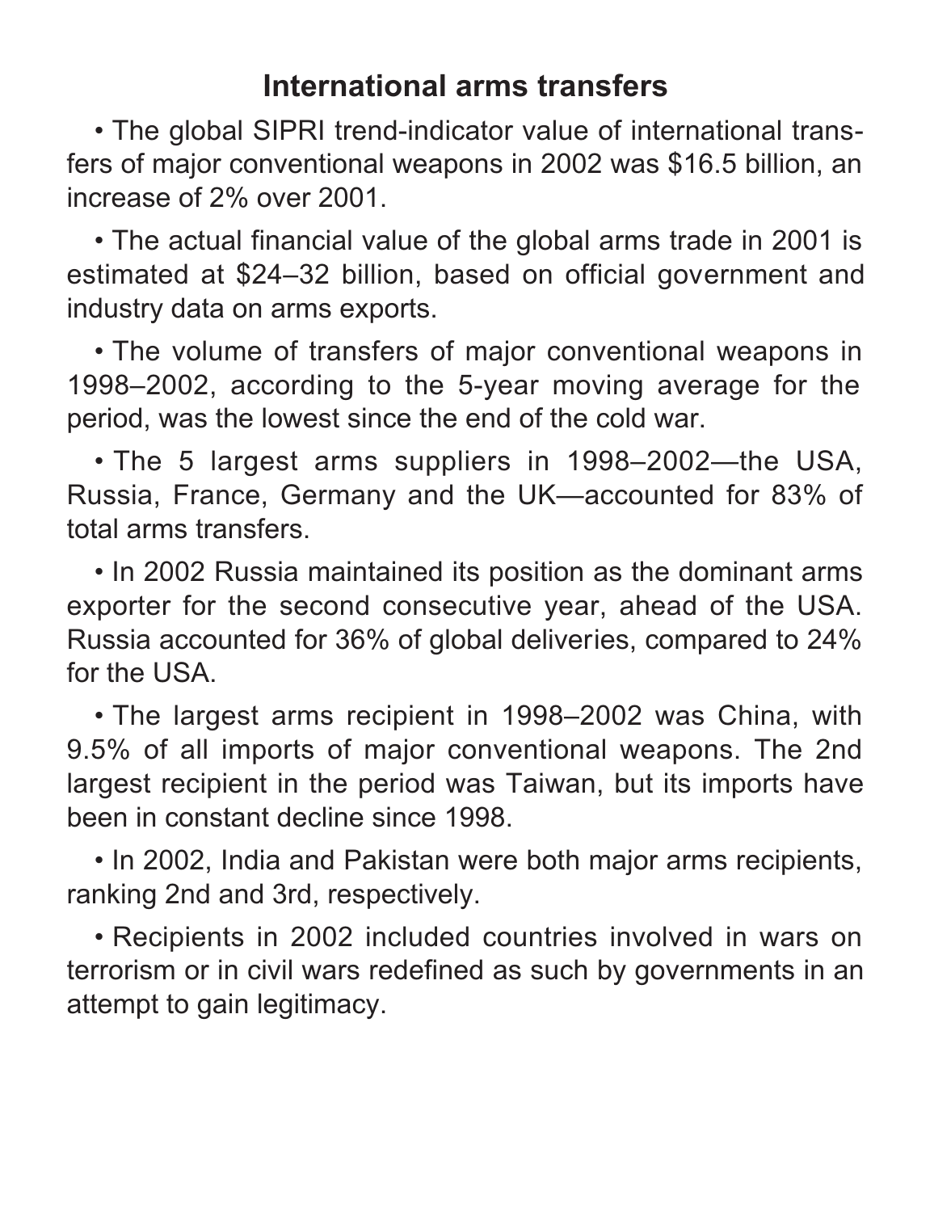# International arms transfers

- The global SIPRI trend-indicator value of international transfers of major conventional weapons in 2002 was $16.5 billion, an increase of 2% over 2001.

- The actual financial value of the global arms trade in 2001 is estimated at $24–32 billion, based on official government and industry data on arms exports.

- The volume of transfers of major conventional weapons in 1998–2002, according to the 5-year moving average for the period, was the lowest since the end of the cold war.

- The 5 largest arms suppliers in 1998–2002—the USA, Russia, France, Germany and the UK—accounted for 83% of total arms transfers.

- In 2002 Russia maintained its position as the dominant arms exporter for the second consecutive year, ahead of the USA. Russia accounted for 36% of global deliveries, compared to 24% for the USA.

- The largest arms recipient in 1998–2002 was China, with 9.5% of all imports of major conventional weapons. The 2nd largest recipient in the period was Taiwan, but its imports have been in constant decline since 1998.

- In 2002, India and Pakistan were both major arms recipients, ranking 2nd and 3rd, respectively.

- Recipients in 2002 included countries involved in wars on terrorism or in civil wars redefined as such by governments in an attempt to gain legitimacy.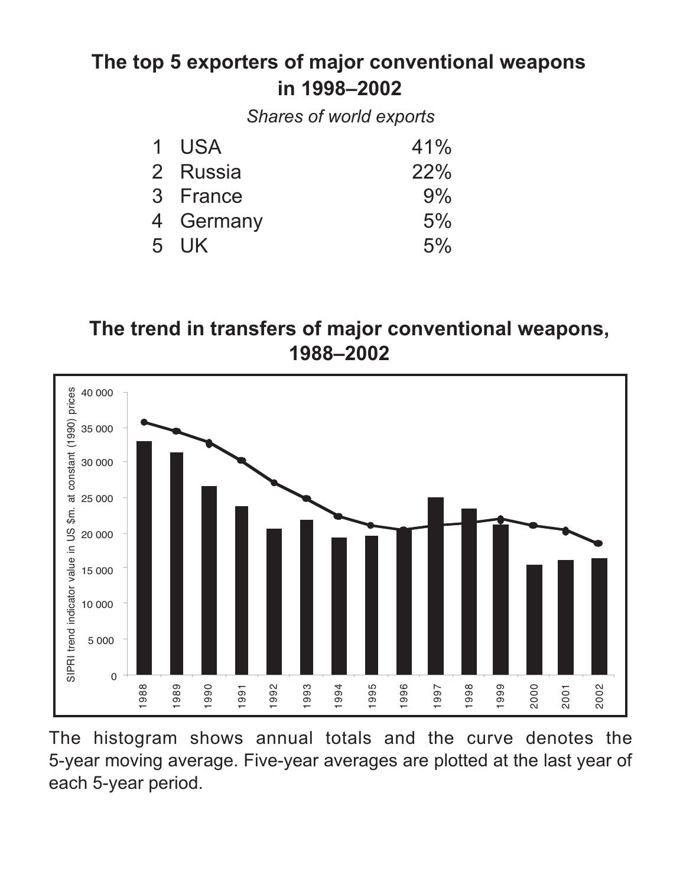## The top 5 exporters of major conventional weapons in 1998–2002

*Shares of world exports*

| | | |
|---|---|---|
| 1 | USA | 41% |
| 2 | Russia | 22% |
| 3 | France | 9% |
| 4 | Germany | 5% |
| 5 | UK | 5% |

## The trend in transfers of major conventional weapons, 1988–2002

The histogram shows annual totals and the curve denotes the 5-year moving average. Five-year averages are plotted at the last year of each 5-year period.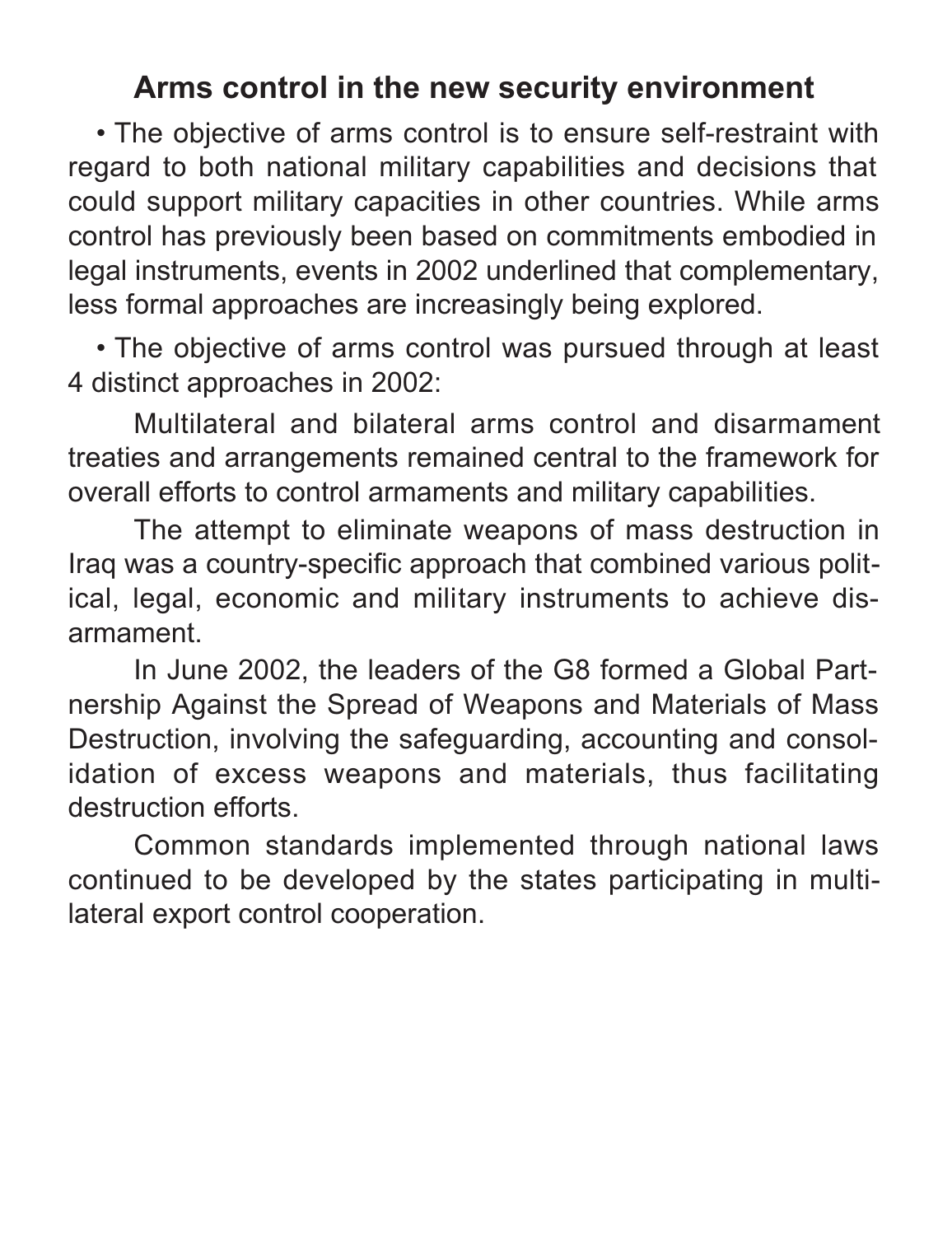## Arms control in the new security environment

• The objective of arms control is to ensure self-restraint with regard to both national military capabilities and decisions that could support military capacities in other countries. While arms control has previously been based on commitments embodied in legal instruments, events in 2002 underlined that complementary, less formal approaches are increasingly being explored.

• The objective of arms control was pursued through at least 4 distinct approaches in 2002:

Multilateral and bilateral arms control and disarmament treaties and arrangements remained central to the framework for overall efforts to control armaments and military capabilities.

The attempt to eliminate weapons of mass destruction in Iraq was a country-specific approach that combined various political, legal, economic and military instruments to achieve disarmament.

In June 2002, the leaders of the G8 formed a Global Partnership Against the Spread of Weapons and Materials of Mass Destruction, involving the safeguarding, accounting and consolidation of excess weapons and materials, thus facilitating destruction efforts.

Common standards implemented through national laws continued to be developed by the states participating in multilateral export control cooperation.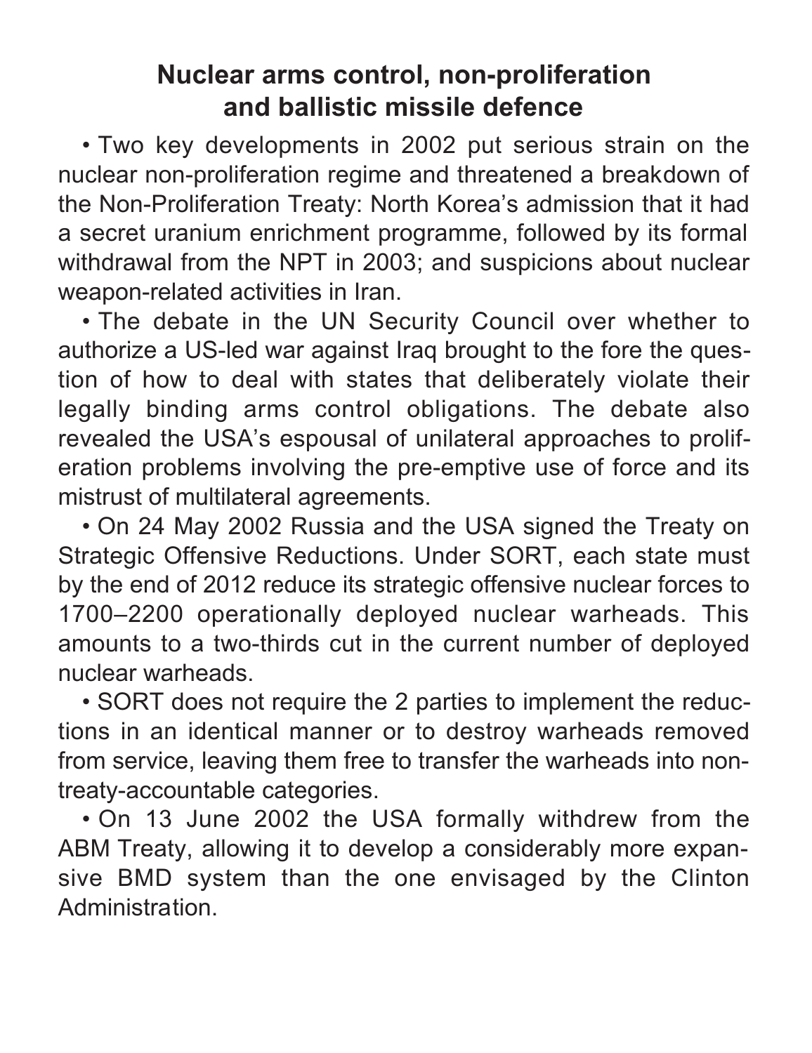# Nuclear arms control, non-proliferation and ballistic missile defence

- Two key developments in 2002 put serious strain on the nuclear non-proliferation regime and threatened a breakdown of the Non-Proliferation Treaty: North Korea's admission that it had a secret uranium enrichment programme, followed by its formal withdrawal from the NPT in 2003; and suspicions about nuclear weapon-related activities in Iran.
- The debate in the UN Security Council over whether to authorize a US-led war against Iraq brought to the fore the question of how to deal with states that deliberately violate their legally binding arms control obligations. The debate also revealed the USA's espousal of unilateral approaches to proliferation problems involving the pre-emptive use of force and its mistrust of multilateral agreements.
- On 24 May 2002 Russia and the USA signed the Treaty on Strategic Offensive Reductions. Under SORT, each state must by the end of 2012 reduce its strategic offensive nuclear forces to 1700–2200 operationally deployed nuclear warheads. This amounts to a two-thirds cut in the current number of deployed nuclear warheads.
- SORT does not require the 2 parties to implement the reductions in an identical manner or to destroy warheads removed from service, leaving them free to transfer the warheads into non-treaty-accountable categories.
- On 13 June 2002 the USA formally withdrew from the ABM Treaty, allowing it to develop a considerably more expansive BMD system than the one envisaged by the Clinton Administration.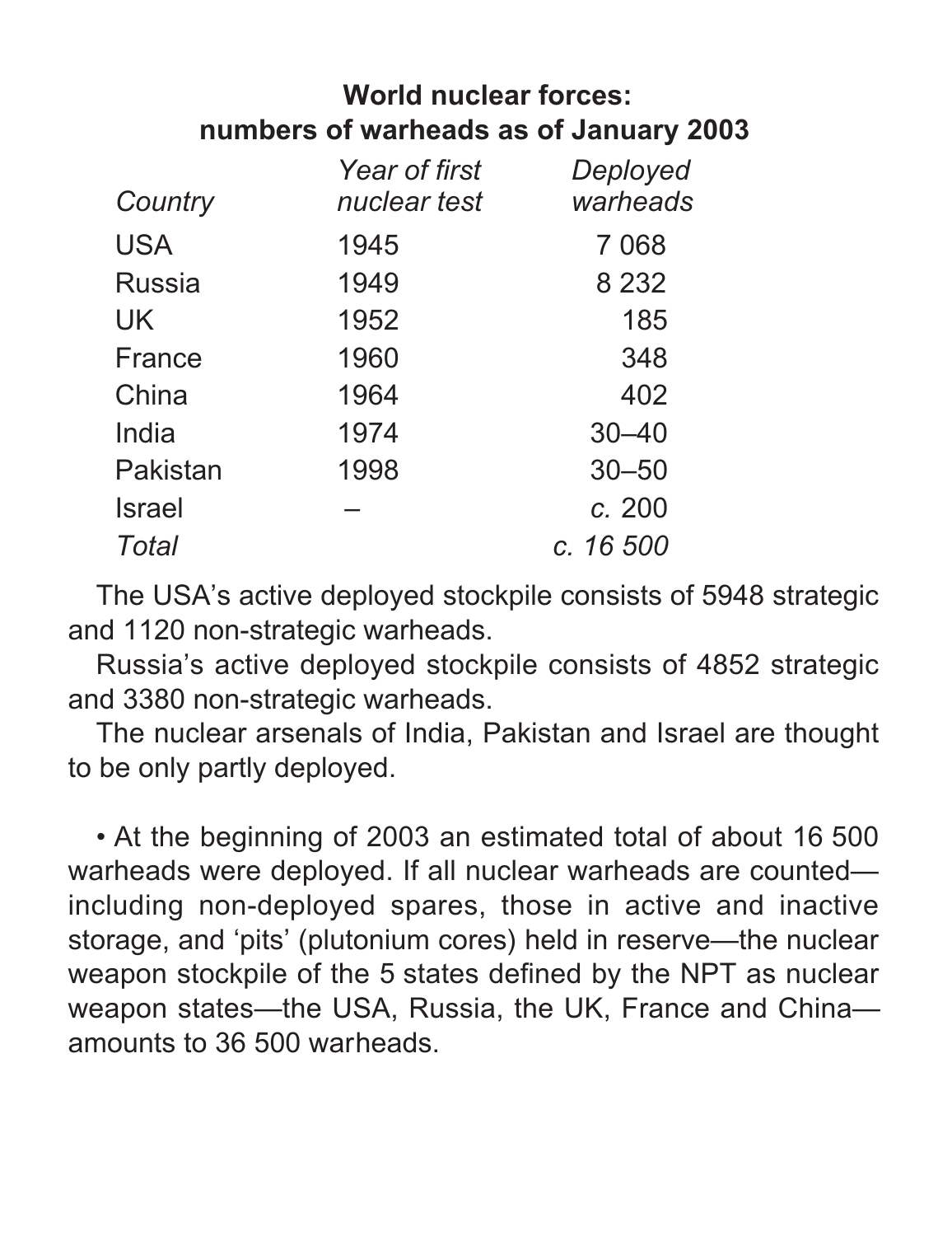**World nuclear forces: numbers of warheads as of January 2003**

| *Country* | *Year of first nuclear test* | *Deployed warheads* |
|---|---|---|
| USA | 1945 | 7 068 |
| Russia | 1949 | 8 232 |
| UK | 1952 | 185 |
| France | 1960 | 348 |
| China | 1964 | 402 |
| India | 1974 | 30–40 |
| Pakistan | 1998 | 30–50 |
| Israel | – | *c.* 200 |
| *Total* | | *c. 16 500* |

The USA's active deployed stockpile consists of 5948 strategic and 1120 non-strategic warheads.

Russia's active deployed stockpile consists of 4852 strategic and 3380 non-strategic warheads.

The nuclear arsenals of India, Pakistan and Israel are thought to be only partly deployed.

• At the beginning of 2003 an estimated total of about 16 500 warheads were deployed. If all nuclear warheads are counted—including non-deployed spares, those in active and inactive storage, and 'pits' (plutonium cores) held in reserve—the nuclear weapon stockpile of the 5 states defined by the NPT as nuclear weapon states—the USA, Russia, the UK, France and China—amounts to 36 500 warheads.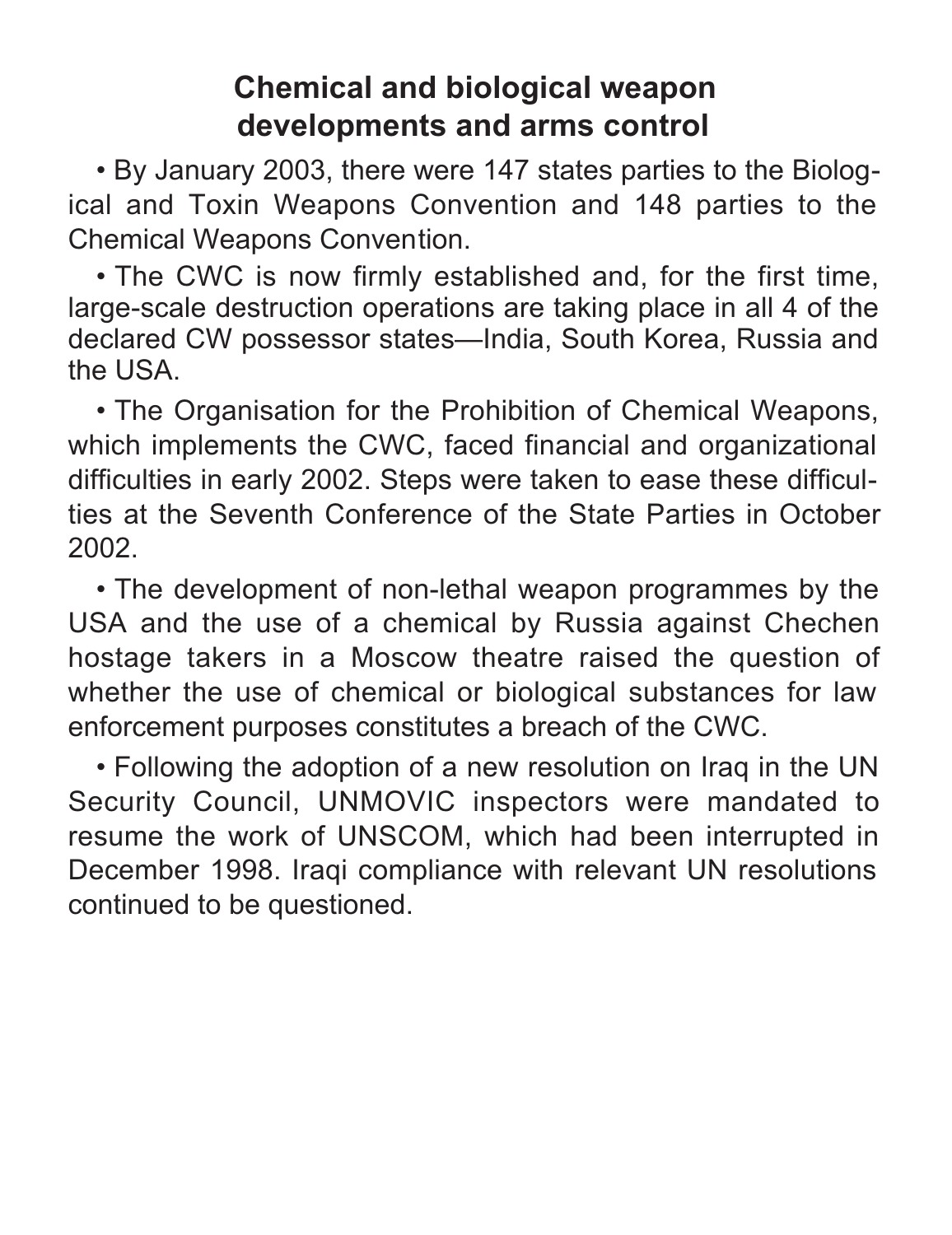# Chemical and biological weapon developments and arms control

- By January 2003, there were 147 states parties to the Biological and Toxin Weapons Convention and 148 parties to the Chemical Weapons Convention.
- The CWC is now firmly established and, for the first time, large-scale destruction operations are taking place in all 4 of the declared CW possessor states—India, South Korea, Russia and the USA.
- The Organisation for the Prohibition of Chemical Weapons, which implements the CWC, faced financial and organizational difficulties in early 2002. Steps were taken to ease these difficulties at the Seventh Conference of the State Parties in October 2002.
- The development of non-lethal weapon programmes by the USA and the use of a chemical by Russia against Chechen hostage takers in a Moscow theatre raised the question of whether the use of chemical or biological substances for law enforcement purposes constitutes a breach of the CWC.
- Following the adoption of a new resolution on Iraq in the UN Security Council, UNMOVIC inspectors were mandated to resume the work of UNSCOM, which had been interrupted in December 1998. Iraqi compliance with relevant UN resolutions continued to be questioned.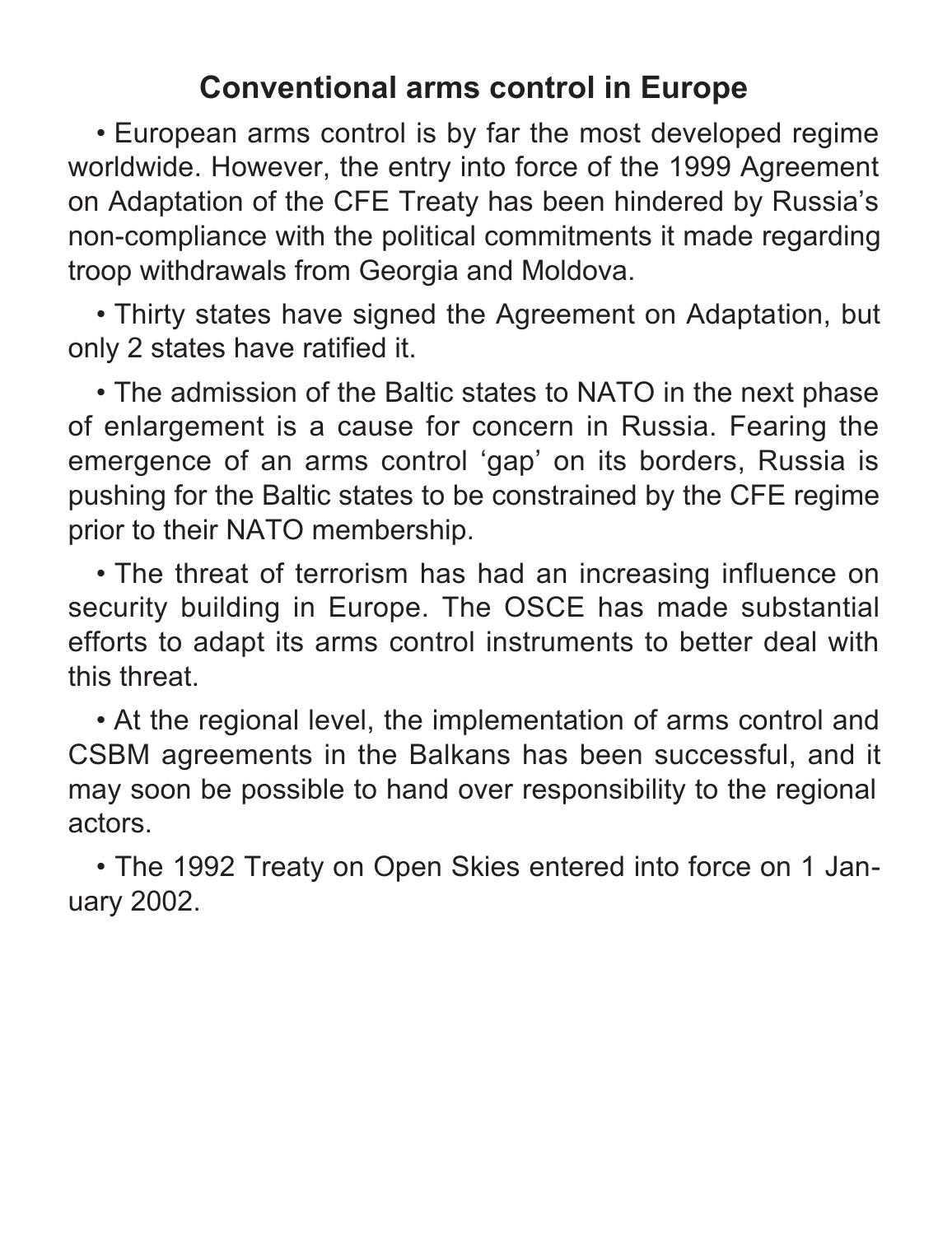## Conventional arms control in Europe

- European arms control is by far the most developed regime worldwide. However, the entry into force of the 1999 Agreement on Adaptation of the CFE Treaty has been hindered by Russia's non-compliance with the political commitments it made regarding troop withdrawals from Georgia and Moldova.

- Thirty states have signed the Agreement on Adaptation, but only 2 states have ratified it.

- The admission of the Baltic states to NATO in the next phase of enlargement is a cause for concern in Russia. Fearing the emergence of an arms control 'gap' on its borders, Russia is pushing for the Baltic states to be constrained by the CFE regime prior to their NATO membership.

- The threat of terrorism has had an increasing influence on security building in Europe. The OSCE has made substantial efforts to adapt its arms control instruments to better deal with this threat.

- At the regional level, the implementation of arms control and CSBM agreements in the Balkans has been successful, and it may soon be possible to hand over responsibility to the regional actors.

- The 1992 Treaty on Open Skies entered into force on 1 January 2002.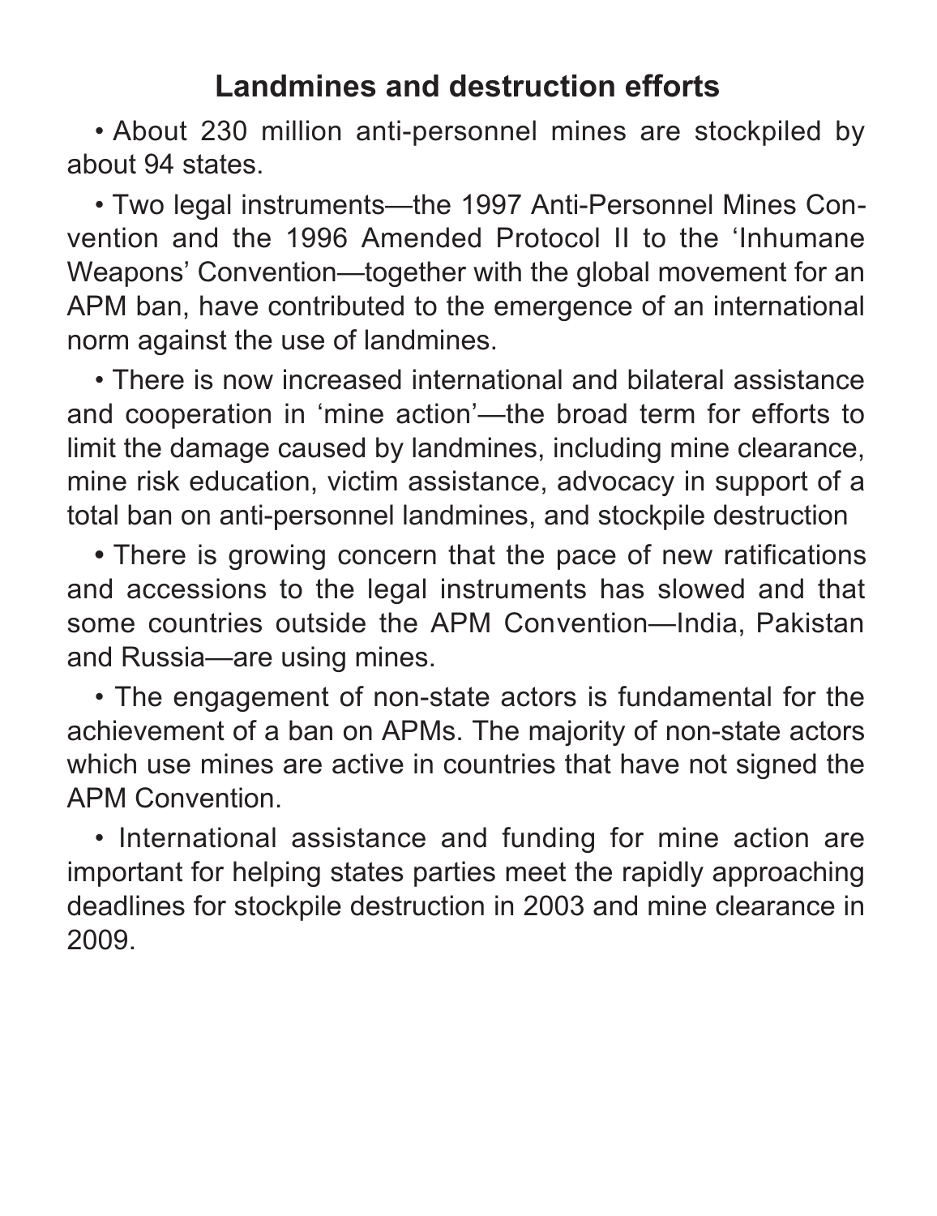## Landmines and destruction efforts

- About 230 million anti-personnel mines are stockpiled by about 94 states.
- Two legal instruments—the 1997 Anti-Personnel Mines Convention and the 1996 Amended Protocol II to the 'Inhumane Weapons' Convention—together with the global movement for an APM ban, have contributed to the emergence of an international norm against the use of landmines.
- There is now increased international and bilateral assistance and cooperation in 'mine action'—the broad term for efforts to limit the damage caused by landmines, including mine clearance, mine risk education, victim assistance, advocacy in support of a total ban on anti-personnel landmines, and stockpile destruction
- There is growing concern that the pace of new ratifications and accessions to the legal instruments has slowed and that some countries outside the APM Convention—India, Pakistan and Russia—are using mines.
- The engagement of non-state actors is fundamental for the achievement of a ban on APMs. The majority of non-state actors which use mines are active in countries that have not signed the APM Convention.
- International assistance and funding for mine action are important for helping states parties meet the rapidly approaching deadlines for stockpile destruction in 2003 and mine clearance in 2009.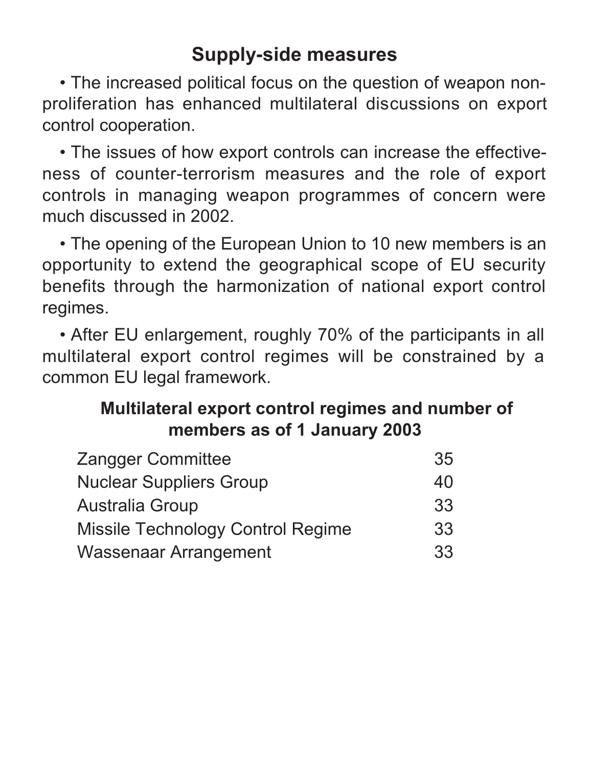## Supply-side measures

- The increased political focus on the question of weapon non-proliferation has enhanced multilateral discussions on export control cooperation.
- The issues of how export controls can increase the effectiveness of counter-terrorism measures and the role of export controls in managing weapon programmes of concern were much discussed in 2002.
- The opening of the European Union to 10 new members is an opportunity to extend the geographical scope of EU security benefits through the harmonization of national export control regimes.
- After EU enlargement, roughly 70% of the participants in all multilateral export control regimes will be constrained by a common EU legal framework.

**Multilateral export control regimes and number of members as of 1 January 2003**

| Regime | Members |
|---|---|
| Zangger Committee | 35 |
| Nuclear Suppliers Group | 40 |
| Australia Group | 33 |
| Missile Technology Control Regime | 33 |
| Wassenaar Arrangement | 33 |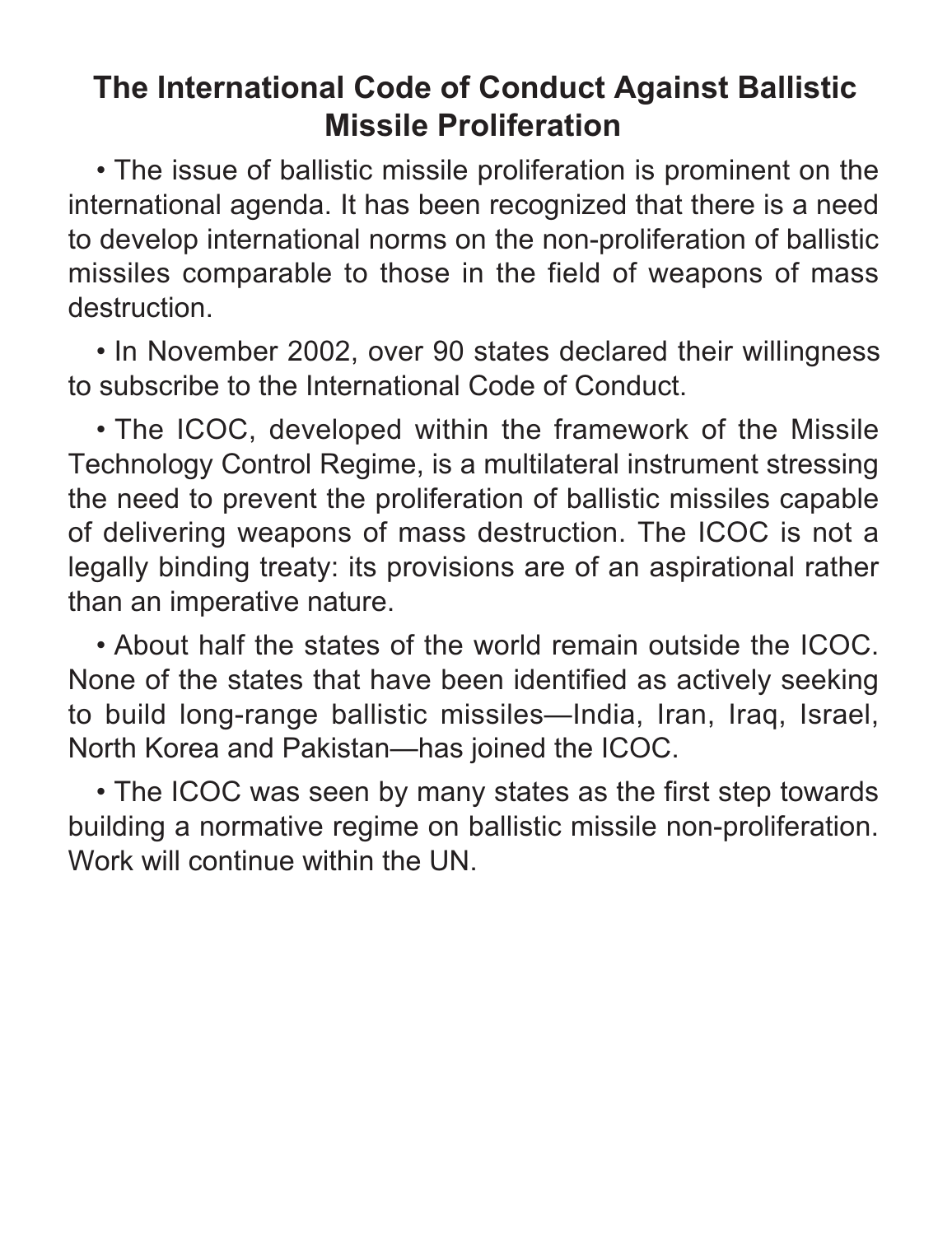# The International Code of Conduct Against Ballistic Missile Proliferation

- The issue of ballistic missile proliferation is prominent on the international agenda. It has been recognized that there is a need to develop international norms on the non-proliferation of ballistic missiles comparable to those in the field of weapons of mass destruction.

- In November 2002, over 90 states declared their willingness to subscribe to the International Code of Conduct.

- The ICOC, developed within the framework of the Missile Technology Control Regime, is a multilateral instrument stressing the need to prevent the proliferation of ballistic missiles capable of delivering weapons of mass destruction. The ICOC is not a legally binding treaty: its provisions are of an aspirational rather than an imperative nature.

- About half the states of the world remain outside the ICOC. None of the states that have been identified as actively seeking to build long-range ballistic missiles—India, Iran, Iraq, Israel, North Korea and Pakistan—has joined the ICOC.

- The ICOC was seen by many states as the first step towards building a normative regime on ballistic missile non-proliferation. Work will continue within the UN.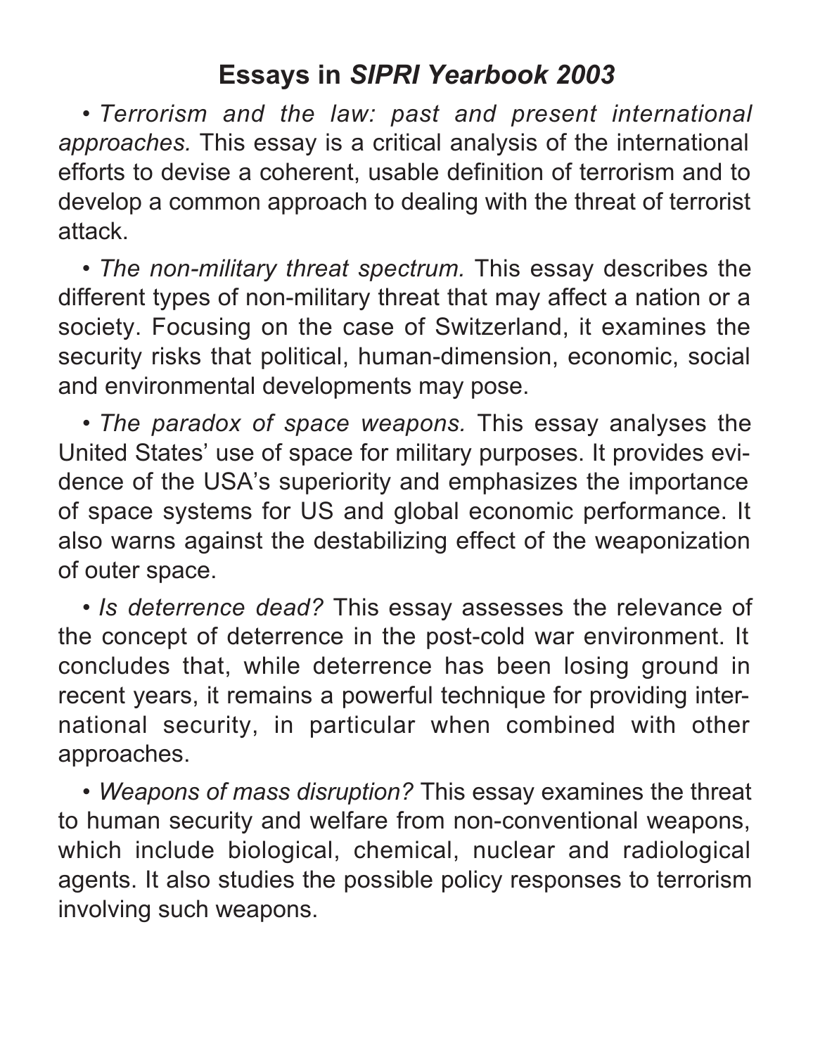## Essays in *SIPRI Yearbook 2003*

- *Terrorism and the law: past and present international approaches.* This essay is a critical analysis of the international efforts to devise a coherent, usable definition of terrorism and to develop a common approach to dealing with the threat of terrorist attack.

- *The non-military threat spectrum.* This essay describes the different types of non-military threat that may affect a nation or a society. Focusing on the case of Switzerland, it examines the security risks that political, human-dimension, economic, social and environmental developments may pose.

- *The paradox of space weapons.* This essay analyses the United States' use of space for military purposes. It provides evidence of the USA's superiority and emphasizes the importance of space systems for US and global economic performance. It also warns against the destabilizing effect of the weaponization of outer space.

- *Is deterrence dead?* This essay assesses the relevance of the concept of deterrence in the post-cold war environment. It concludes that, while deterrence has been losing ground in recent years, it remains a powerful technique for providing international security, in particular when combined with other approaches.

- *Weapons of mass disruption?* This essay examines the threat to human security and welfare from non-conventional weapons, which include biological, chemical, nuclear and radiological agents. It also studies the possible policy responses to terrorism involving such weapons.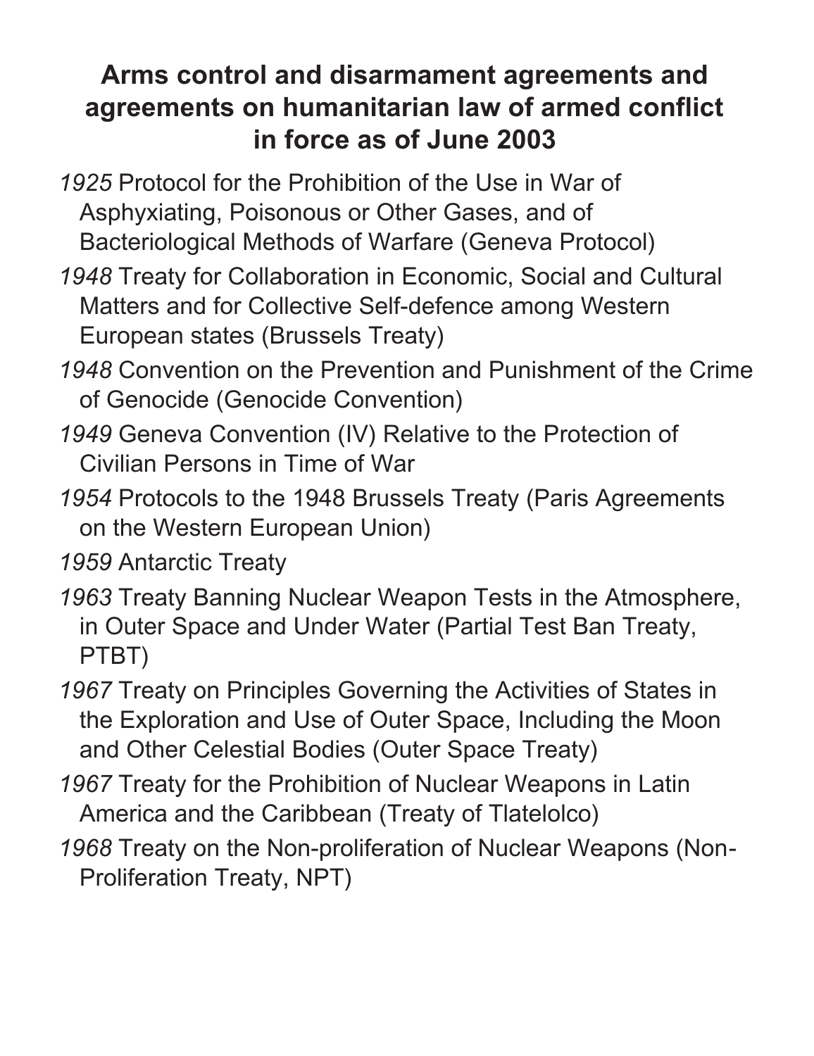# Arms control and disarmament agreements and agreements on humanitarian law of armed conflict in force as of June 2003

*1925* Protocol for the Prohibition of the Use in War of Asphyxiating, Poisonous or Other Gases, and of Bacteriological Methods of Warfare (Geneva Protocol)

*1948* Treaty for Collaboration in Economic, Social and Cultural Matters and for Collective Self-defence among Western European states (Brussels Treaty)

*1948* Convention on the Prevention and Punishment of the Crime of Genocide (Genocide Convention)

*1949* Geneva Convention (IV) Relative to the Protection of Civilian Persons in Time of War

*1954* Protocols to the 1948 Brussels Treaty (Paris Agreements on the Western European Union)

*1959* Antarctic Treaty

*1963* Treaty Banning Nuclear Weapon Tests in the Atmosphere, in Outer Space and Under Water (Partial Test Ban Treaty, PTBT)

*1967* Treaty on Principles Governing the Activities of States in the Exploration and Use of Outer Space, Including the Moon and Other Celestial Bodies (Outer Space Treaty)

*1967* Treaty for the Prohibition of Nuclear Weapons in Latin America and the Caribbean (Treaty of Tlatelolco)

*1968* Treaty on the Non-proliferation of Nuclear Weapons (Non-Proliferation Treaty, NPT)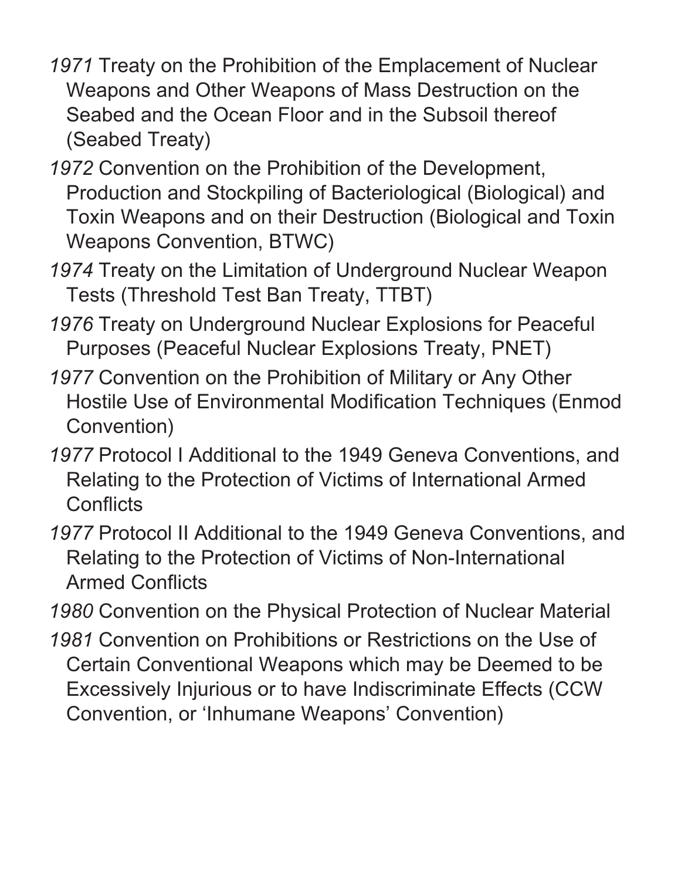*1971* Treaty on the Prohibition of the Emplacement of Nuclear Weapons and Other Weapons of Mass Destruction on the Seabed and the Ocean Floor and in the Subsoil thereof (Seabed Treaty)

*1972* Convention on the Prohibition of the Development, Production and Stockpiling of Bacteriological (Biological) and Toxin Weapons and on their Destruction (Biological and Toxin Weapons Convention, BTWC)

*1974* Treaty on the Limitation of Underground Nuclear Weapon Tests (Threshold Test Ban Treaty, TTBT)

*1976* Treaty on Underground Nuclear Explosions for Peaceful Purposes (Peaceful Nuclear Explosions Treaty, PNET)

*1977* Convention on the Prohibition of Military or Any Other Hostile Use of Environmental Modification Techniques (Enmod Convention)

*1977* Protocol I Additional to the 1949 Geneva Conventions, and Relating to the Protection of Victims of International Armed Conflicts

*1977* Protocol II Additional to the 1949 Geneva Conventions, and Relating to the Protection of Victims of Non-International Armed Conflicts

*1980* Convention on the Physical Protection of Nuclear Material

*1981* Convention on Prohibitions or Restrictions on the Use of Certain Conventional Weapons which may be Deemed to be Excessively Injurious or to have Indiscriminate Effects (CCW Convention, or 'Inhumane Weapons' Convention)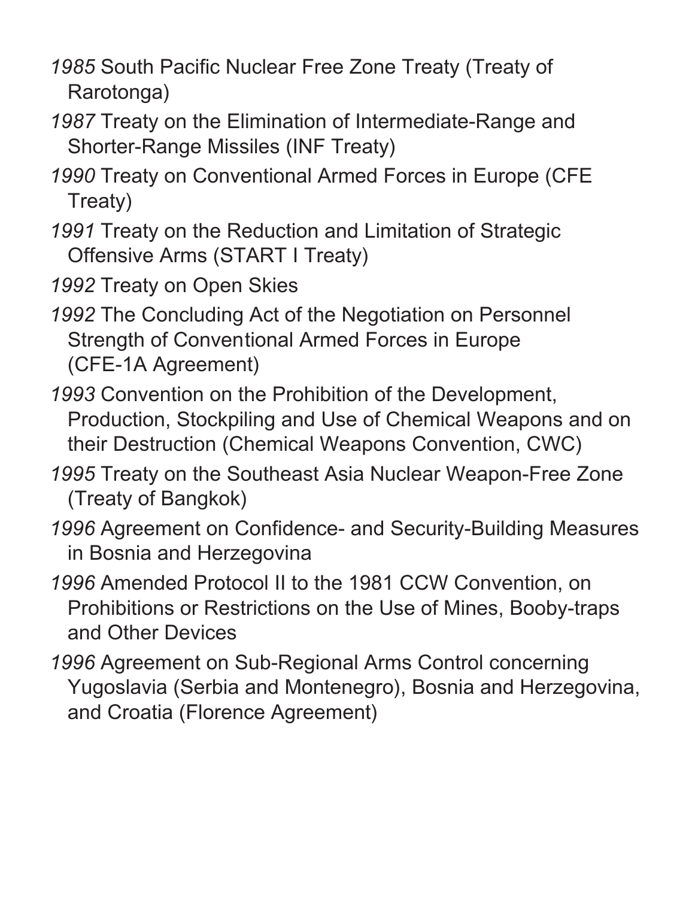*1985* South Pacific Nuclear Free Zone Treaty (Treaty of Rarotonga)

*1987* Treaty on the Elimination of Intermediate-Range and Shorter-Range Missiles (INF Treaty)

*1990* Treaty on Conventional Armed Forces in Europe (CFE Treaty)

*1991* Treaty on the Reduction and Limitation of Strategic Offensive Arms (START I Treaty)

*1992* Treaty on Open Skies

*1992* The Concluding Act of the Negotiation on Personnel Strength of Conventional Armed Forces in Europe (CFE-1A Agreement)

*1993* Convention on the Prohibition of the Development, Production, Stockpiling and Use of Chemical Weapons and on their Destruction (Chemical Weapons Convention, CWC)

*1995* Treaty on the Southeast Asia Nuclear Weapon-Free Zone (Treaty of Bangkok)

*1996* Agreement on Confidence- and Security-Building Measures in Bosnia and Herzegovina

*1996* Amended Protocol II to the 1981 CCW Convention, on Prohibitions or Restrictions on the Use of Mines, Booby-traps and Other Devices

*1996* Agreement on Sub-Regional Arms Control concerning Yugoslavia (Serbia and Montenegro), Bosnia and Herzegovina, and Croatia (Florence Agreement)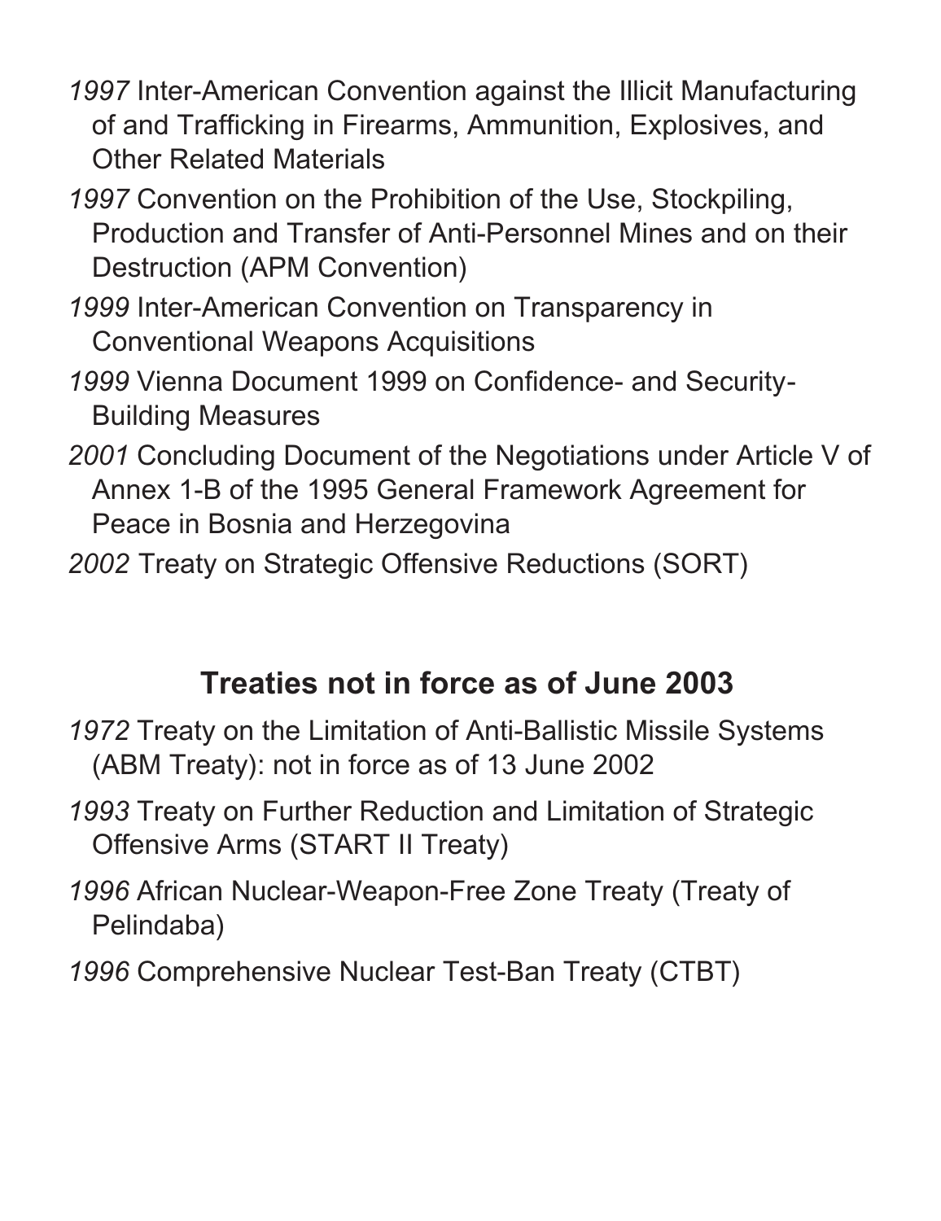*1997* Inter-American Convention against the Illicit Manufacturing of and Trafficking in Firearms, Ammunition, Explosives, and Other Related Materials

*1997* Convention on the Prohibition of the Use, Stockpiling, Production and Transfer of Anti-Personnel Mines and on their Destruction (APM Convention)

*1999* Inter-American Convention on Transparency in Conventional Weapons Acquisitions

*1999* Vienna Document 1999 on Confidence- and Security-Building Measures

*2001* Concluding Document of the Negotiations under Article V of Annex 1-B of the 1995 General Framework Agreement for Peace in Bosnia and Herzegovina

*2002* Treaty on Strategic Offensive Reductions (SORT)

## Treaties not in force as of June 2003

*1972* Treaty on the Limitation of Anti-Ballistic Missile Systems (ABM Treaty): not in force as of 13 June 2002

*1993* Treaty on Further Reduction and Limitation of Strategic Offensive Arms (START II Treaty)

*1996* African Nuclear-Weapon-Free Zone Treaty (Treaty of Pelindaba)

*1996* Comprehensive Nuclear Test-Ban Treaty (CTBT)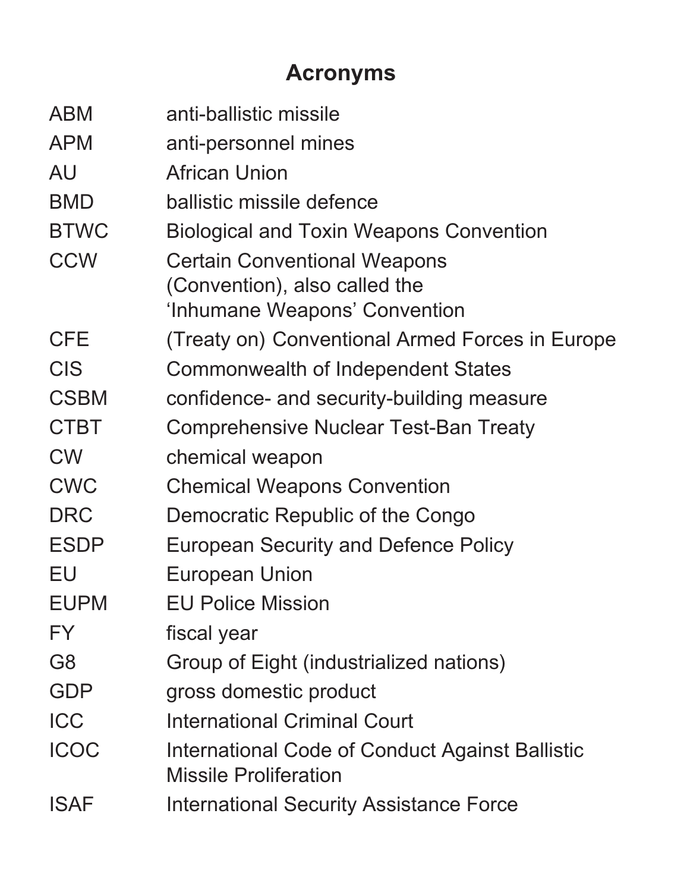# Acronyms

| | |
|---|---|
| ABM | anti-ballistic missile |
| APM | anti-personnel mines |
| AU | African Union |
| BMD | ballistic missile defence |
| BTWC | Biological and Toxin Weapons Convention |
| CCW | Certain Conventional Weapons (Convention), also called the ‘Inhumane Weapons’ Convention |
| CFE | (Treaty on) Conventional Armed Forces in Europe |
| CIS | Commonwealth of Independent States |
| CSBM | confidence- and security-building measure |
| CTBT | Comprehensive Nuclear Test-Ban Treaty |
| CW | chemical weapon |
| CWC | Chemical Weapons Convention |
| DRC | Democratic Republic of the Congo |
| ESDP | European Security and Defence Policy |
| EU | European Union |
| EUPM | EU Police Mission |
| FY | fiscal year |
| G8 | Group of Eight (industrialized nations) |
| GDP | gross domestic product |
| ICC | International Criminal Court |
| ICOC | International Code of Conduct Against Ballistic Missile Proliferation |
| ISAF | International Security Assistance Force |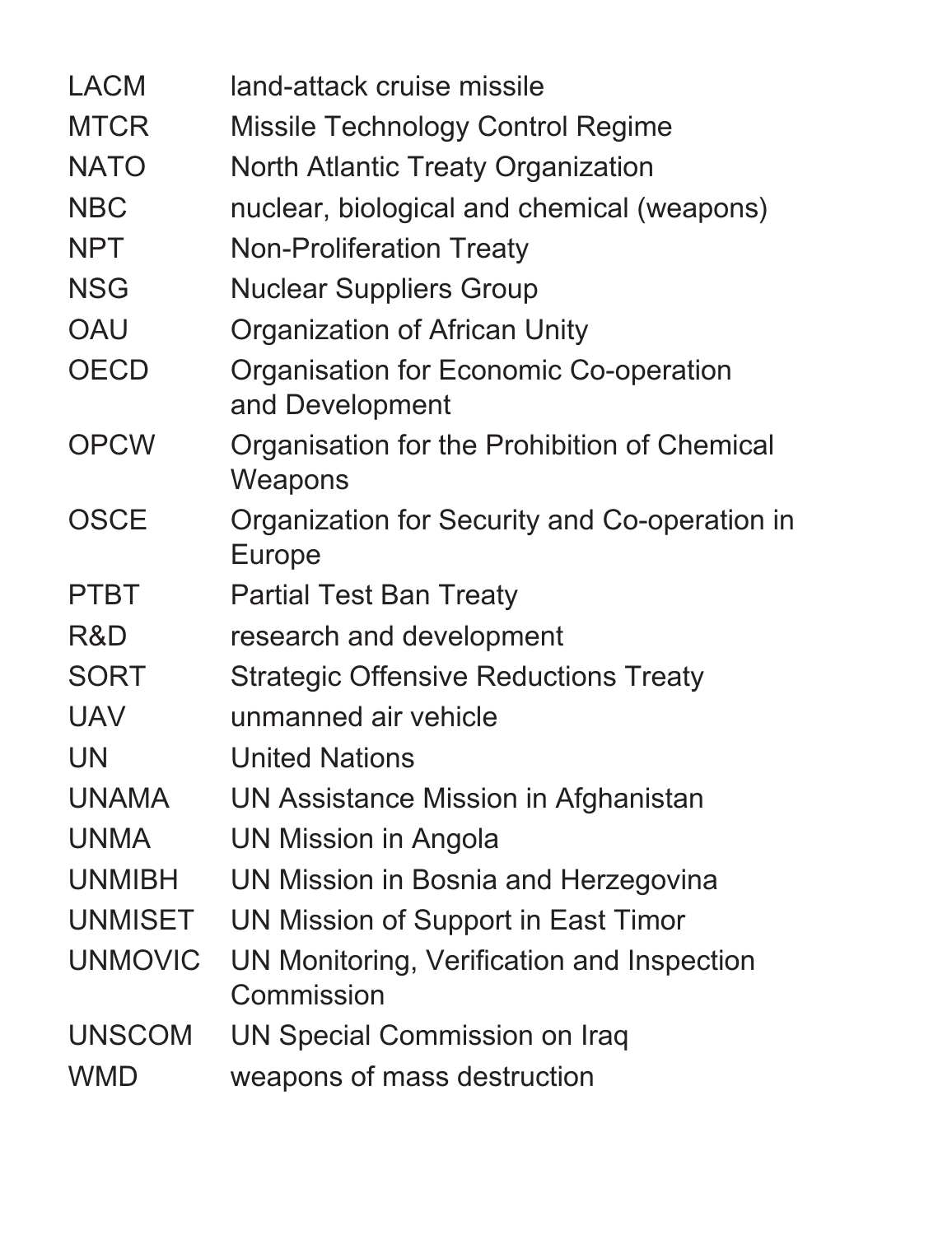| | |
|---|---|
| LACM | land-attack cruise missile |
| MTCR | Missile Technology Control Regime |
| NATO | North Atlantic Treaty Organization |
| NBC | nuclear, biological and chemical (weapons) |
| NPT | Non-Proliferation Treaty |
| NSG | Nuclear Suppliers Group |
| OAU | Organization of African Unity |
| OECD | Organisation for Economic Co-operation and Development |
| OPCW | Organisation for the Prohibition of Chemical Weapons |
| OSCE | Organization for Security and Co-operation in Europe |
| PTBT | Partial Test Ban Treaty |
| R&D | research and development |
| SORT | Strategic Offensive Reductions Treaty |
| UAV | unmanned air vehicle |
| UN | United Nations |
| UNAMA | UN Assistance Mission in Afghanistan |
| UNMA | UN Mission in Angola |
| UNMIBH | UN Mission in Bosnia and Herzegovina |
| UNMISET | UN Mission of Support in East Timor |
| UNMOVIC | UN Monitoring, Verification and Inspection Commission |
| UNSCOM | UN Special Commission on Iraq |
| WMD | weapons of mass destruction |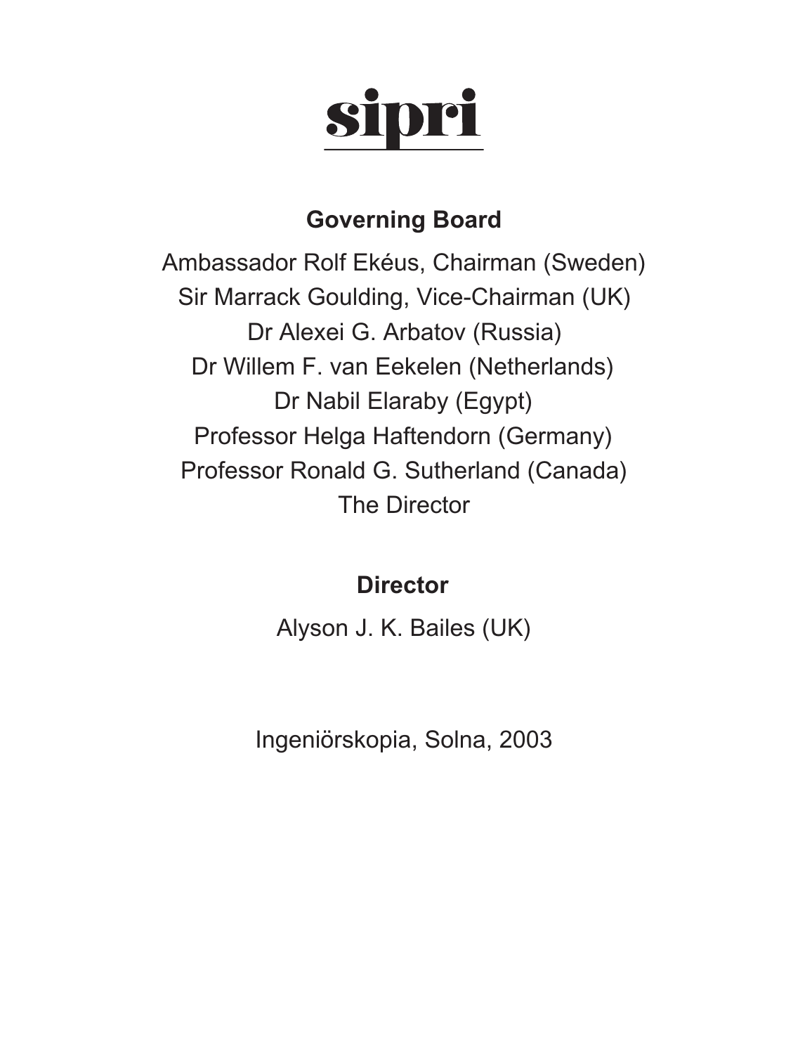# sipri

## Governing Board

Ambassador Rolf Ekéus, Chairman (Sweden)
Sir Marrack Goulding, Vice-Chairman (UK)
Dr Alexei G. Arbatov (Russia)
Dr Willem F. van Eekelen (Netherlands)
Dr Nabil Elaraby (Egypt)
Professor Helga Haftendorn (Germany)
Professor Ronald G. Sutherland (Canada)
The Director

## Director

Alyson J. K. Bailes (UK)

Ingeniörskopia, Solna, 2003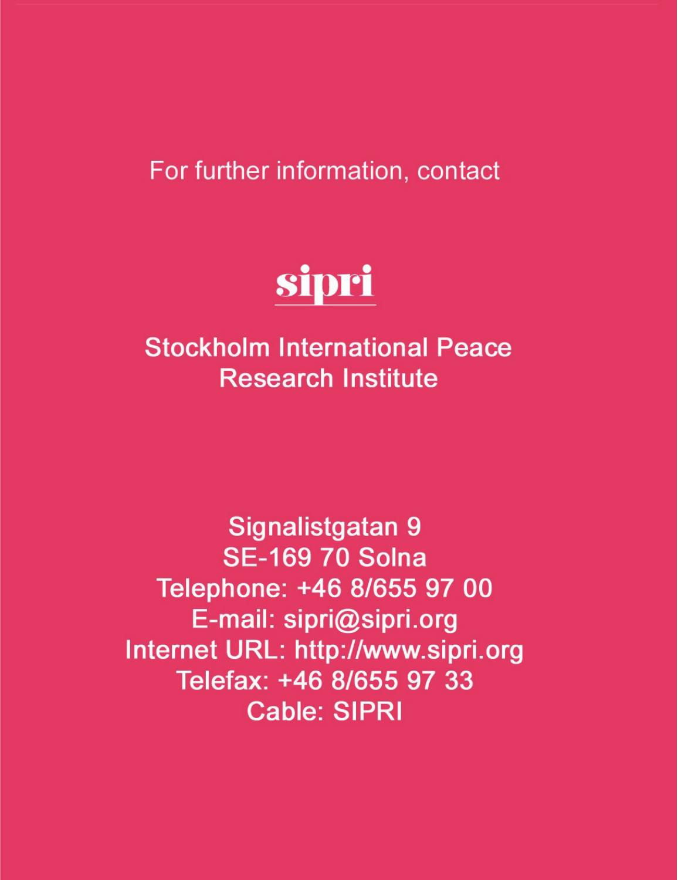For further information, contact

**sipri**

Stockholm International Peace Research Institute

Signalistgatan 9
SE-169 70 Solna
Telephone: +46 8/655 97 00
E-mail: sipri@sipri.org
Internet URL: http://www.sipri.org
Telefax: +46 8/655 97 33
Cable: SIPRI